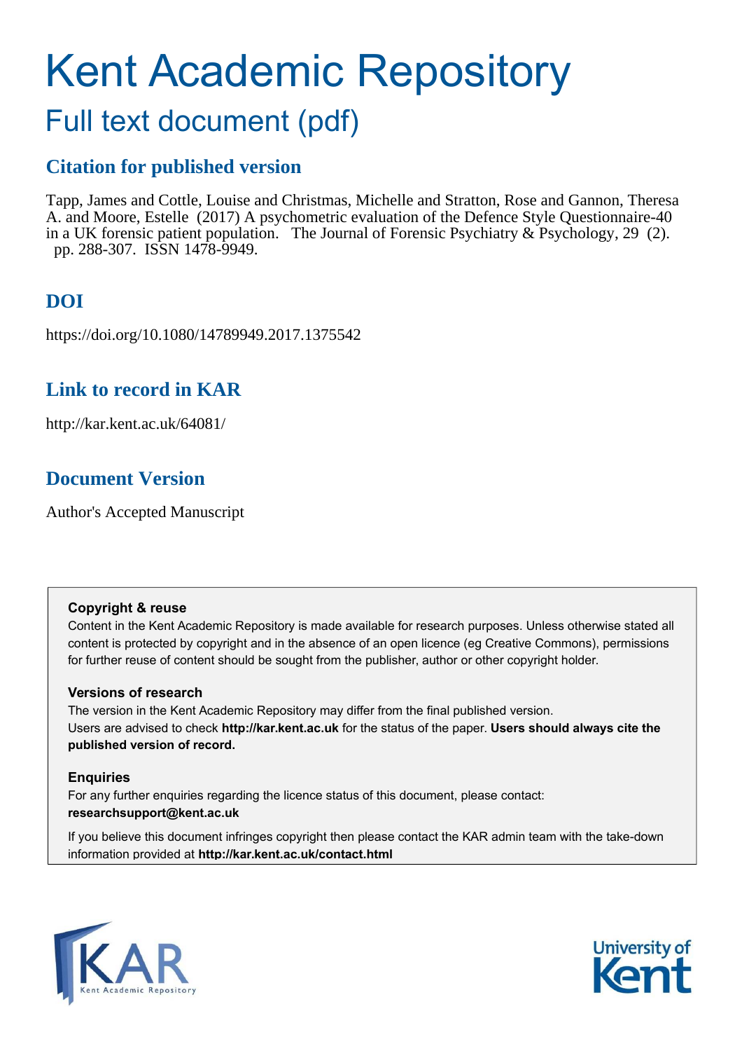# Kent Academic Repository

## Full text document (pdf)

## Citation for published version

Tapp, James and Cottle, Louise and Christmas, Michelle and Stratton, Rose and Gannon, Theresa A. and Moore, Estelle (2017) A psychometric evaluation of the Defence Style Questionnaire-40 in a UK forensic patient population. The Journal of Forensic Psychiatry & Psychology, 29 (2). pp. 288-307. ISSN 1478-9949.

## DOI

https://doi.org/10.1080/14789949.2017.1375542

## Link to record in KAR

http://kar.kent.ac.uk/64081/

## Document Version

Author's Accepted Manuscript

**Copyright & reuse**

Content in the Kent Academic Repository is made available for research purposes. Unless otherwise stated all content is protected by copyright and in the absence of an open licence (eg Creative Commons), permissions for further reuse of content should be sought from the publisher, author or other copyright holder.

**Versions of research**

The version in the Kent Academic Repository may differ from the final published version. Users are advised to check **http://kar.kent.ac.uk** for the status of the paper. **Users should always cite the published version of record.**

**Enquiries**

For any further enquiries regarding the licence status of this document, please contact: **researchsupport@kent.ac.uk**

If you believe this document infringes copyright then please contact the KAR admin team with the take-down information provided at **http://kar.kent.ac.uk/contact.html**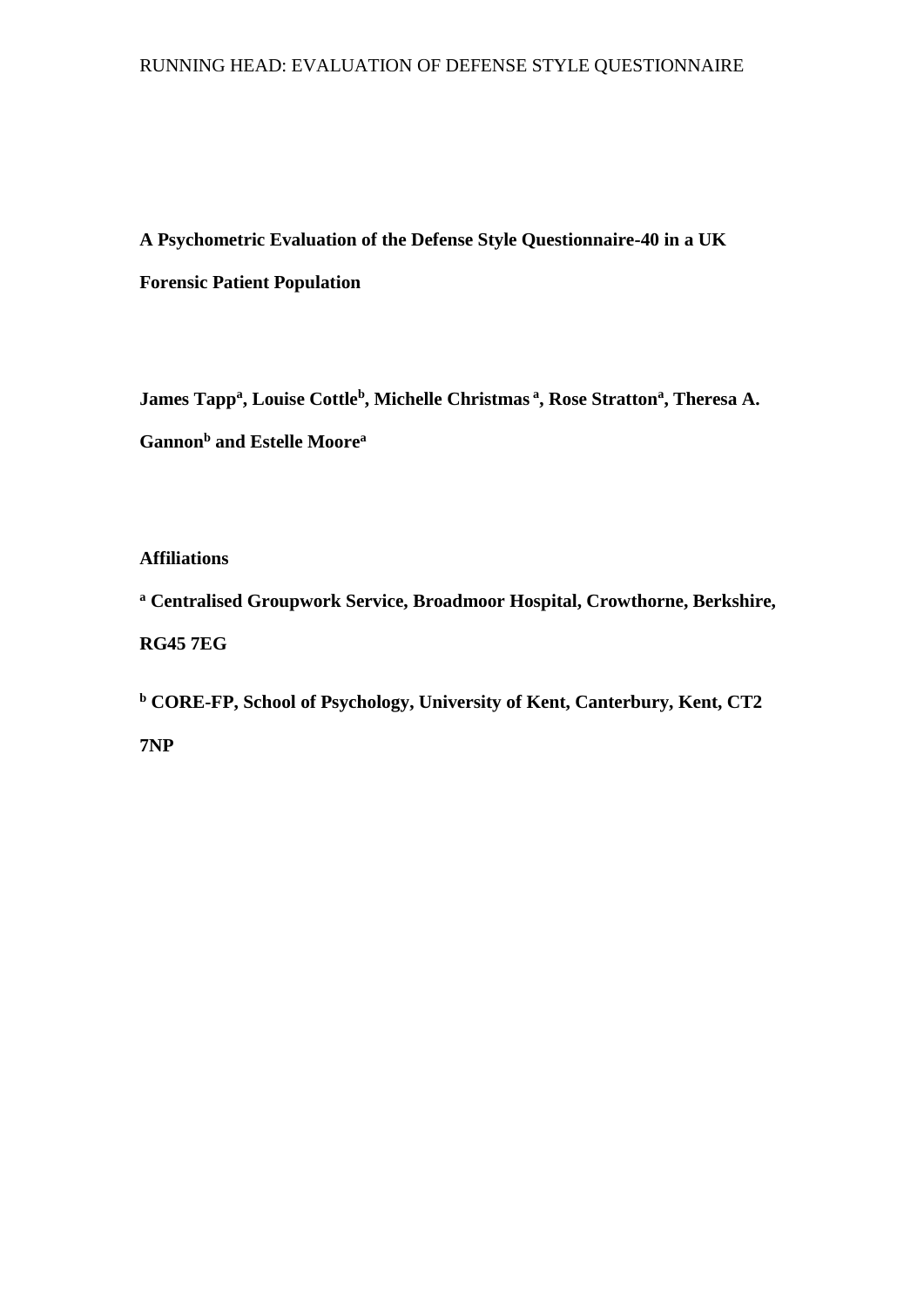**A Psychometric Evaluation of the Defense Style Questionnaire-40 in a UK Forensic Patient Population**

**James Tapp[a], Louise Cottle[b], Michelle Christmas [a], Rose Stratton[a], Theresa A. Gannon[b] and Estelle Moore[a]**

**Affiliations**

**[a] Centralised Groupwork Service, Broadmoor Hospital, Crowthorne, Berkshire, RG45 7EG**

**[b] CORE-FP, School of Psychology, University of Kent, Canterbury, Kent, CT2 7NP**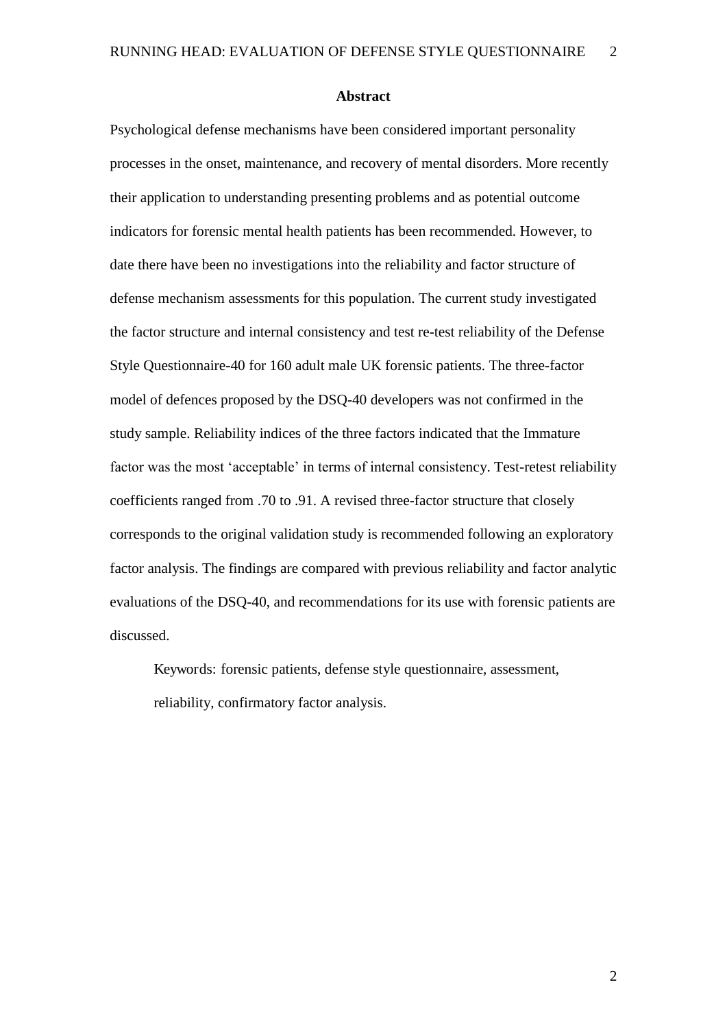## Abstract

Psychological defense mechanisms have been considered important personality processes in the onset, maintenance, and recovery of mental disorders. More recently their application to understanding presenting problems and as potential outcome indicators for forensic mental health patients has been recommended. However, to date there have been no investigations into the reliability and factor structure of defense mechanism assessments for this population. The current study investigated the factor structure and internal consistency and test re-test reliability of the Defense Style Questionnaire-40 for 160 adult male UK forensic patients. The three-factor model of defences proposed by the DSQ-40 developers was not confirmed in the study sample. Reliability indices of the three factors indicated that the Immature factor was the most 'acceptable' in terms of internal consistency. Test-retest reliability coefficients ranged from .70 to .91. A revised three-factor structure that closely corresponds to the original validation study is recommended following an exploratory factor analysis. The findings are compared with previous reliability and factor analytic evaluations of the DSQ-40, and recommendations for its use with forensic patients are discussed.

Keywords: forensic patients, defense style questionnaire, assessment, reliability, confirmatory factor analysis.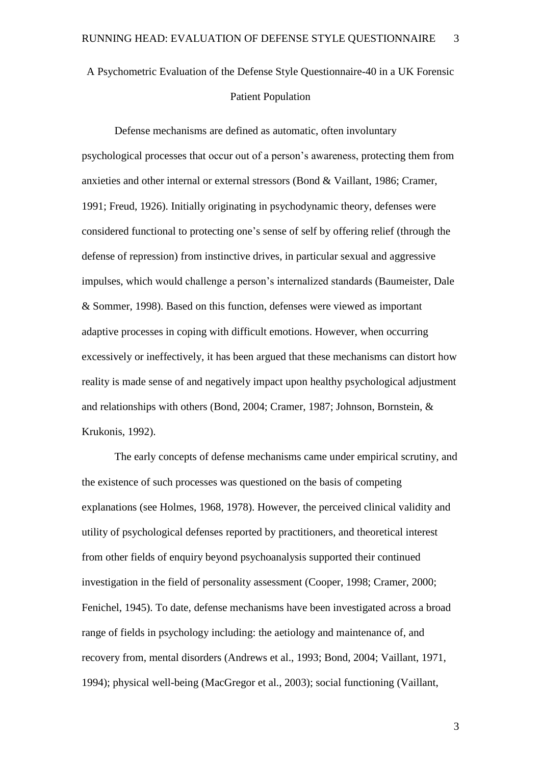# A Psychometric Evaluation of the Defense Style Questionnaire-40 in a UK Forensic Patient Population

Defense mechanisms are defined as automatic, often involuntary psychological processes that occur out of a person's awareness, protecting them from anxieties and other internal or external stressors (Bond & Vaillant, 1986; Cramer, 1991; Freud, 1926). Initially originating in psychodynamic theory, defenses were considered functional to protecting one's sense of self by offering relief (through the defense of repression) from instinctive drives, in particular sexual and aggressive impulses, which would challenge a person's internalized standards (Baumeister, Dale & Sommer, 1998). Based on this function, defenses were viewed as important adaptive processes in coping with difficult emotions. However, when occurring excessively or ineffectively, it has been argued that these mechanisms can distort how reality is made sense of and negatively impact upon healthy psychological adjustment and relationships with others (Bond, 2004; Cramer, 1987; Johnson, Bornstein, & Krukonis, 1992).

The early concepts of defense mechanisms came under empirical scrutiny, and the existence of such processes was questioned on the basis of competing explanations (see Holmes, 1968, 1978). However, the perceived clinical validity and utility of psychological defenses reported by practitioners, and theoretical interest from other fields of enquiry beyond psychoanalysis supported their continued investigation in the field of personality assessment (Cooper, 1998; Cramer, 2000; Fenichel, 1945). To date, defense mechanisms have been investigated across a broad range of fields in psychology including: the aetiology and maintenance of, and recovery from, mental disorders (Andrews et al., 1993; Bond, 2004; Vaillant, 1971, 1994); physical well-being (MacGregor et al., 2003); social functioning (Vaillant,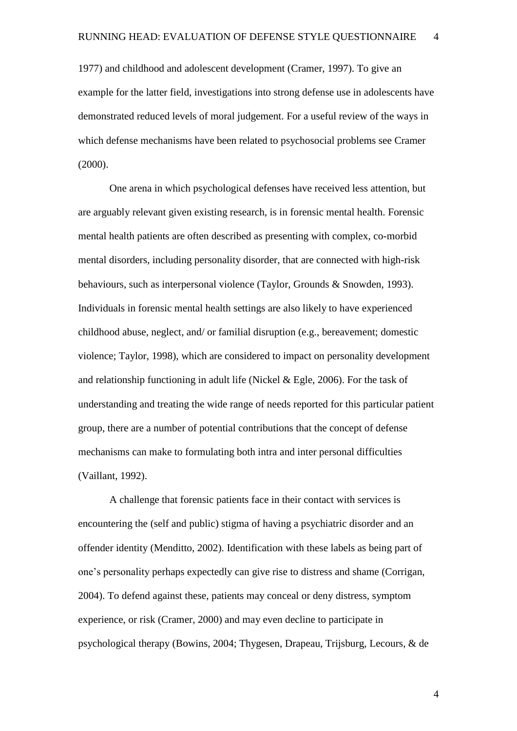1977) and childhood and adolescent development (Cramer, 1997). To give an example for the latter field, investigations into strong defense use in adolescents have demonstrated reduced levels of moral judgement. For a useful review of the ways in which defense mechanisms have been related to psychosocial problems see Cramer (2000).

One arena in which psychological defenses have received less attention, but are arguably relevant given existing research, is in forensic mental health. Forensic mental health patients are often described as presenting with complex, co-morbid mental disorders, including personality disorder, that are connected with high-risk behaviours, such as interpersonal violence (Taylor, Grounds & Snowden, 1993). Individuals in forensic mental health settings are also likely to have experienced childhood abuse, neglect, and/ or familial disruption (e.g., bereavement; domestic violence; Taylor, 1998), which are considered to impact on personality development and relationship functioning in adult life (Nickel & Egle, 2006). For the task of understanding and treating the wide range of needs reported for this particular patient group, there are a number of potential contributions that the concept of defense mechanisms can make to formulating both intra and inter personal difficulties (Vaillant, 1992).

A challenge that forensic patients face in their contact with services is encountering the (self and public) stigma of having a psychiatric disorder and an offender identity (Menditto, 2002). Identification with these labels as being part of one's personality perhaps expectedly can give rise to distress and shame (Corrigan, 2004). To defend against these, patients may conceal or deny distress, symptom experience, or risk (Cramer, 2000) and may even decline to participate in psychological therapy (Bowins, 2004; Thygesen, Drapeau, Trijsburg, Lecours, & de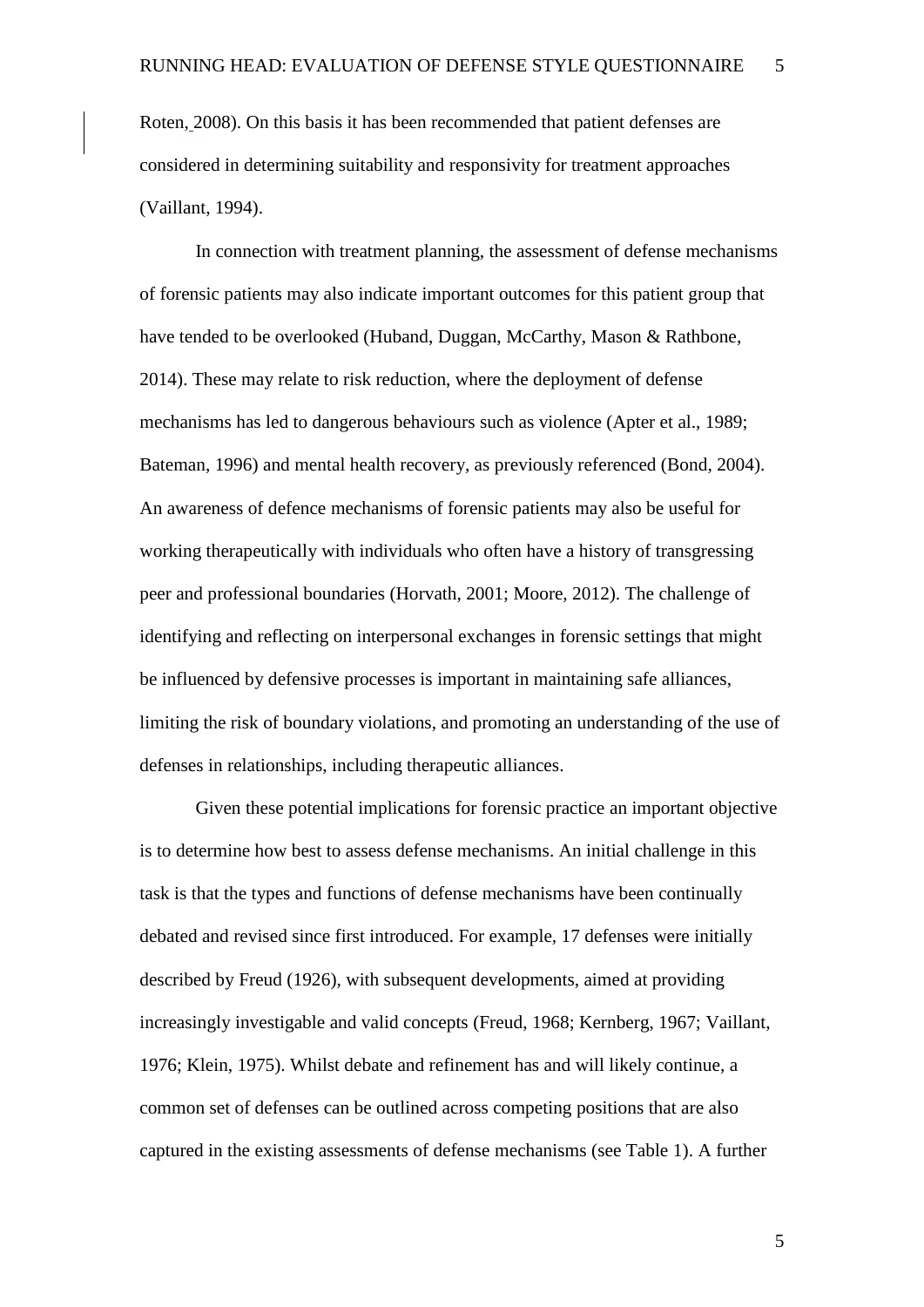Roten, 2008). On this basis it has been recommended that patient defenses are considered in determining suitability and responsivity for treatment approaches (Vaillant, 1994).

In connection with treatment planning, the assessment of defense mechanisms of forensic patients may also indicate important outcomes for this patient group that have tended to be overlooked (Huband, Duggan, McCarthy, Mason & Rathbone, 2014). These may relate to risk reduction, where the deployment of defense mechanisms has led to dangerous behaviours such as violence (Apter et al., 1989; Bateman, 1996) and mental health recovery, as previously referenced (Bond, 2004). An awareness of defence mechanisms of forensic patients may also be useful for working therapeutically with individuals who often have a history of transgressing peer and professional boundaries (Horvath, 2001; Moore, 2012). The challenge of identifying and reflecting on interpersonal exchanges in forensic settings that might be influenced by defensive processes is important in maintaining safe alliances, limiting the risk of boundary violations, and promoting an understanding of the use of defenses in relationships, including therapeutic alliances.

Given these potential implications for forensic practice an important objective is to determine how best to assess defense mechanisms. An initial challenge in this task is that the types and functions of defense mechanisms have been continually debated and revised since first introduced. For example, 17 defenses were initially described by Freud (1926), with subsequent developments, aimed at providing increasingly investigable and valid concepts (Freud, 1968; Kernberg, 1967; Vaillant, 1976; Klein, 1975). Whilst debate and refinement has and will likely continue, a common set of defenses can be outlined across competing positions that are also captured in the existing assessments of defense mechanisms (see Table 1). A further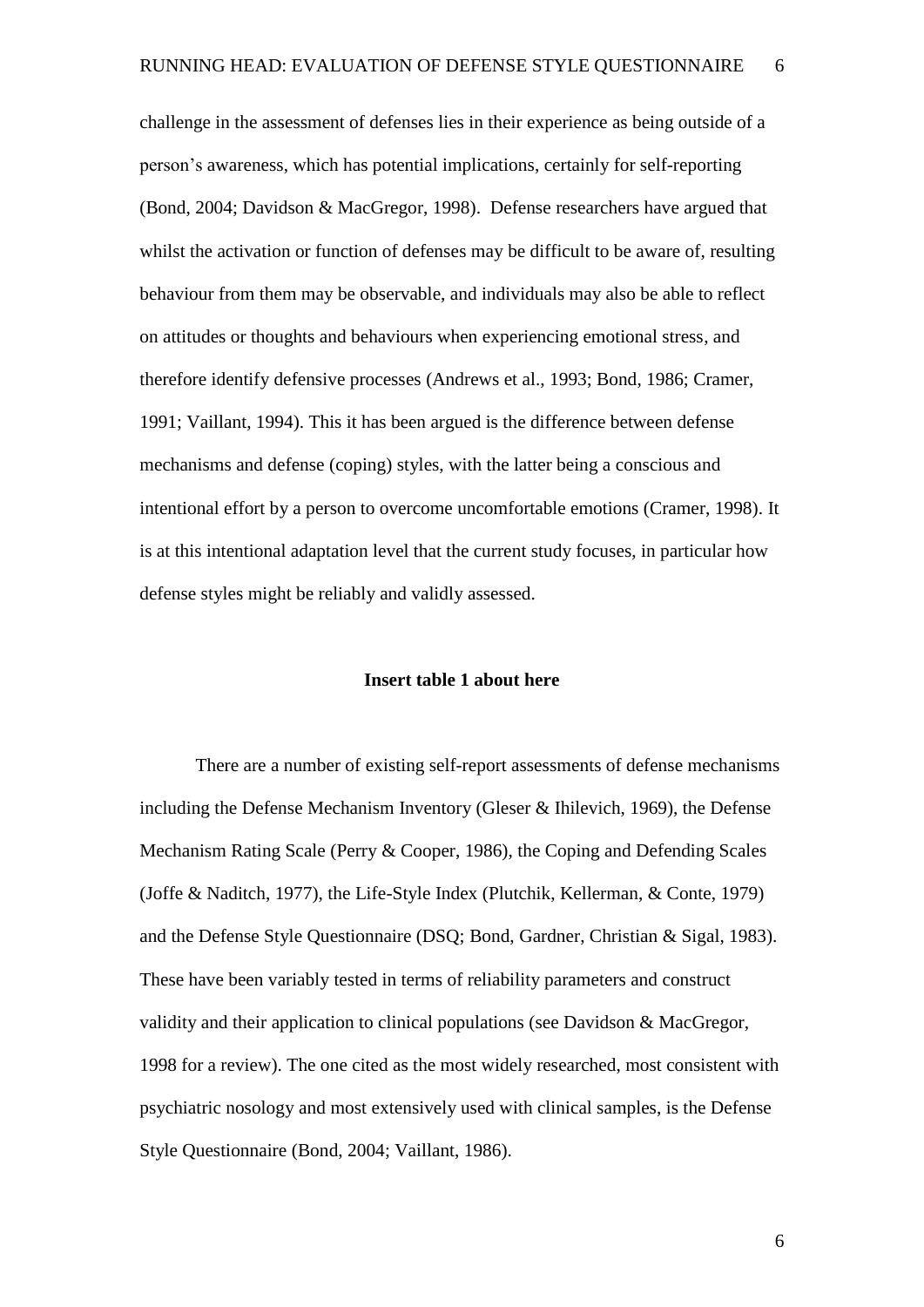challenge in the assessment of defenses lies in their experience as being outside of a person's awareness, which has potential implications, certainly for self-reporting (Bond, 2004; Davidson & MacGregor, 1998). Defense researchers have argued that whilst the activation or function of defenses may be difficult to be aware of, resulting behaviour from them may be observable, and individuals may also be able to reflect on attitudes or thoughts and behaviours when experiencing emotional stress, and therefore identify defensive processes (Andrews et al., 1993; Bond, 1986; Cramer, 1991; Vaillant, 1994). This it has been argued is the difference between defense mechanisms and defense (coping) styles, with the latter being a conscious and intentional effort by a person to overcome uncomfortable emotions (Cramer, 1998). It is at this intentional adaptation level that the current study focuses, in particular how defense styles might be reliably and validly assessed.

**Insert table 1 about here**

There are a number of existing self-report assessments of defense mechanisms including the Defense Mechanism Inventory (Gleser & Ihilevich, 1969), the Defense Mechanism Rating Scale (Perry & Cooper, 1986), the Coping and Defending Scales (Joffe & Naditch, 1977), the Life-Style Index (Plutchik, Kellerman, & Conte, 1979) and the Defense Style Questionnaire (DSQ; Bond, Gardner, Christian & Sigal, 1983). These have been variably tested in terms of reliability parameters and construct validity and their application to clinical populations (see Davidson & MacGregor, 1998 for a review). The one cited as the most widely researched, most consistent with psychiatric nosology and most extensively used with clinical samples, is the Defense Style Questionnaire (Bond, 2004; Vaillant, 1986).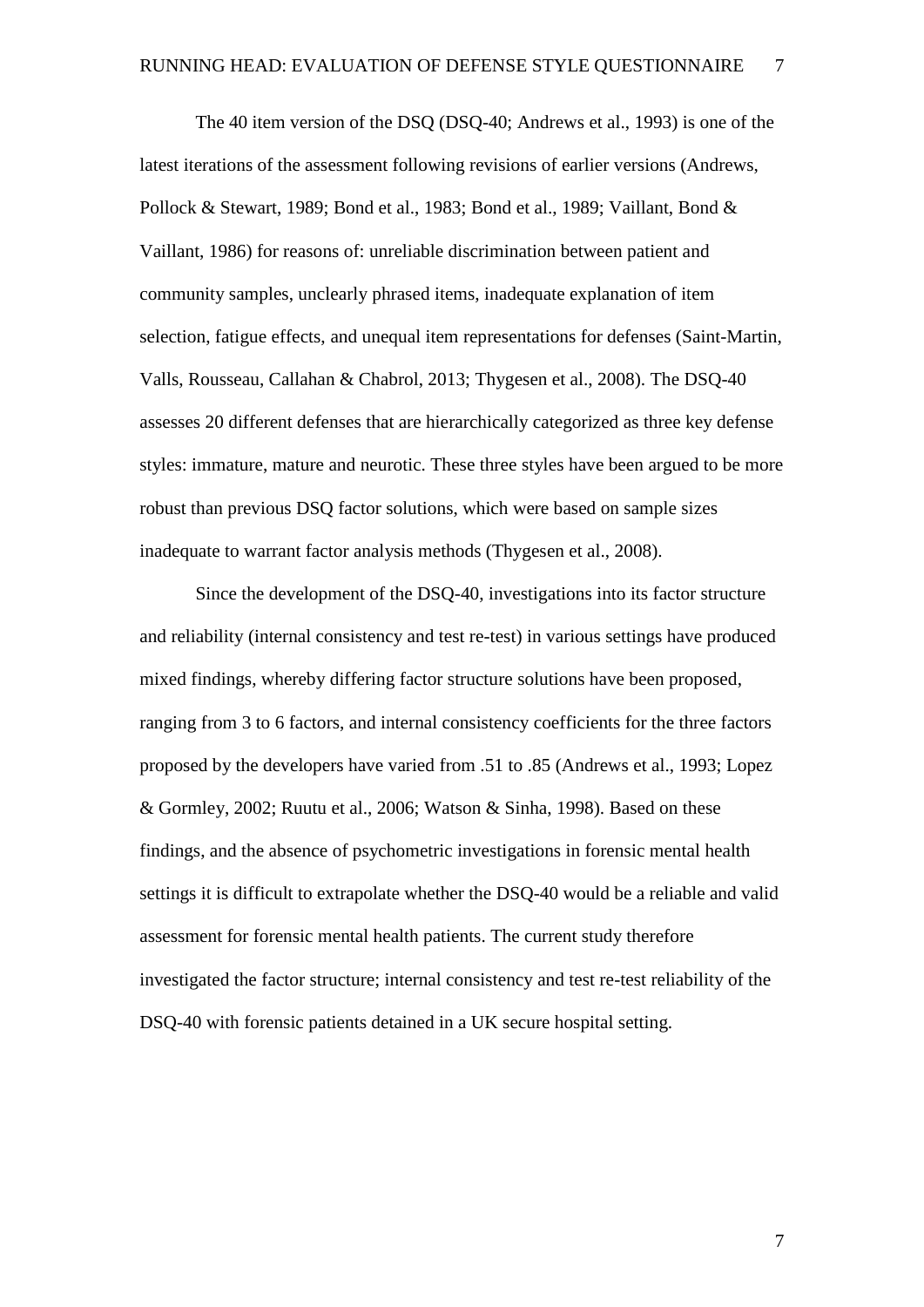The 40 item version of the DSQ (DSQ-40; Andrews et al., 1993) is one of the latest iterations of the assessment following revisions of earlier versions (Andrews, Pollock & Stewart, 1989; Bond et al., 1983; Bond et al., 1989; Vaillant, Bond & Vaillant, 1986) for reasons of: unreliable discrimination between patient and community samples, unclearly phrased items, inadequate explanation of item selection, fatigue effects, and unequal item representations for defenses (Saint-Martin, Valls, Rousseau, Callahan & Chabrol, 2013; Thygesen et al., 2008). The DSQ-40 assesses 20 different defenses that are hierarchically categorized as three key defense styles: immature, mature and neurotic. These three styles have been argued to be more robust than previous DSQ factor solutions, which were based on sample sizes inadequate to warrant factor analysis methods (Thygesen et al., 2008).

Since the development of the DSQ-40, investigations into its factor structure and reliability (internal consistency and test re-test) in various settings have produced mixed findings, whereby differing factor structure solutions have been proposed, ranging from 3 to 6 factors, and internal consistency coefficients for the three factors proposed by the developers have varied from .51 to .85 (Andrews et al., 1993; Lopez & Gormley, 2002; Ruutu et al., 2006; Watson & Sinha, 1998). Based on these findings, and the absence of psychometric investigations in forensic mental health settings it is difficult to extrapolate whether the DSQ-40 would be a reliable and valid assessment for forensic mental health patients. The current study therefore investigated the factor structure; internal consistency and test re-test reliability of the DSQ-40 with forensic patients detained in a UK secure hospital setting.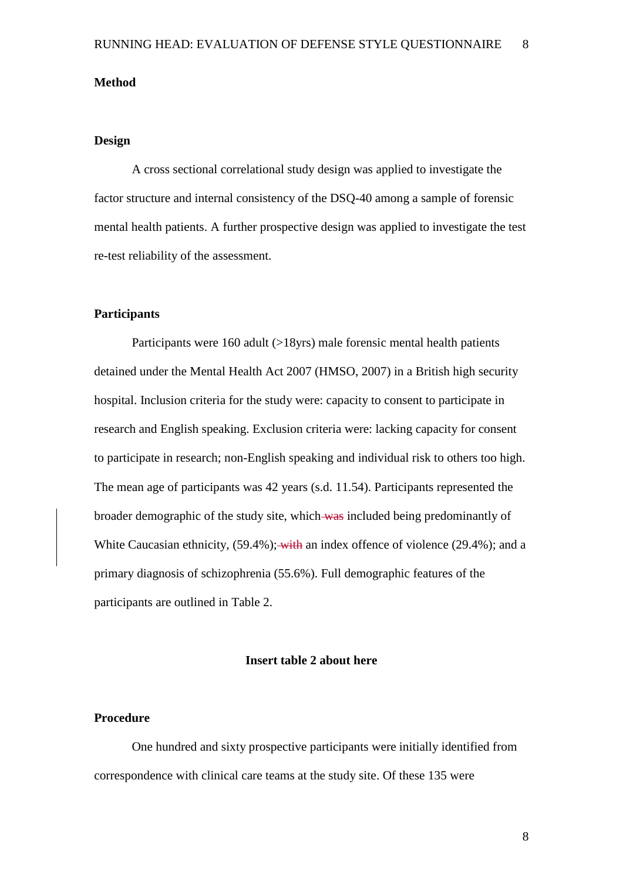## Method

### Design

A cross sectional correlational study design was applied to investigate the factor structure and internal consistency of the DSQ-40 among a sample of forensic mental health patients. A further prospective design was applied to investigate the test re-test reliability of the assessment.

### Participants

Participants were 160 adult (>18yrs) male forensic mental health patients detained under the Mental Health Act 2007 (HMSO, 2007) in a British high security hospital. Inclusion criteria for the study were: capacity to consent to participate in research and English speaking. Exclusion criteria were: lacking capacity for consent to participate in research; non-English speaking and individual risk to others too high. The mean age of participants was 42 years (s.d. 11.54). Participants represented the broader demographic of the study site, which ~~was~~ included being predominantly of White Caucasian ethnicity, (59.4%); ~~with~~ an index offence of violence (29.4%); and a primary diagnosis of schizophrenia (55.6%). Full demographic features of the participants are outlined in Table 2.

**Insert table 2 about here**

### Procedure

One hundred and sixty prospective participants were initially identified from correspondence with clinical care teams at the study site. Of these 135 were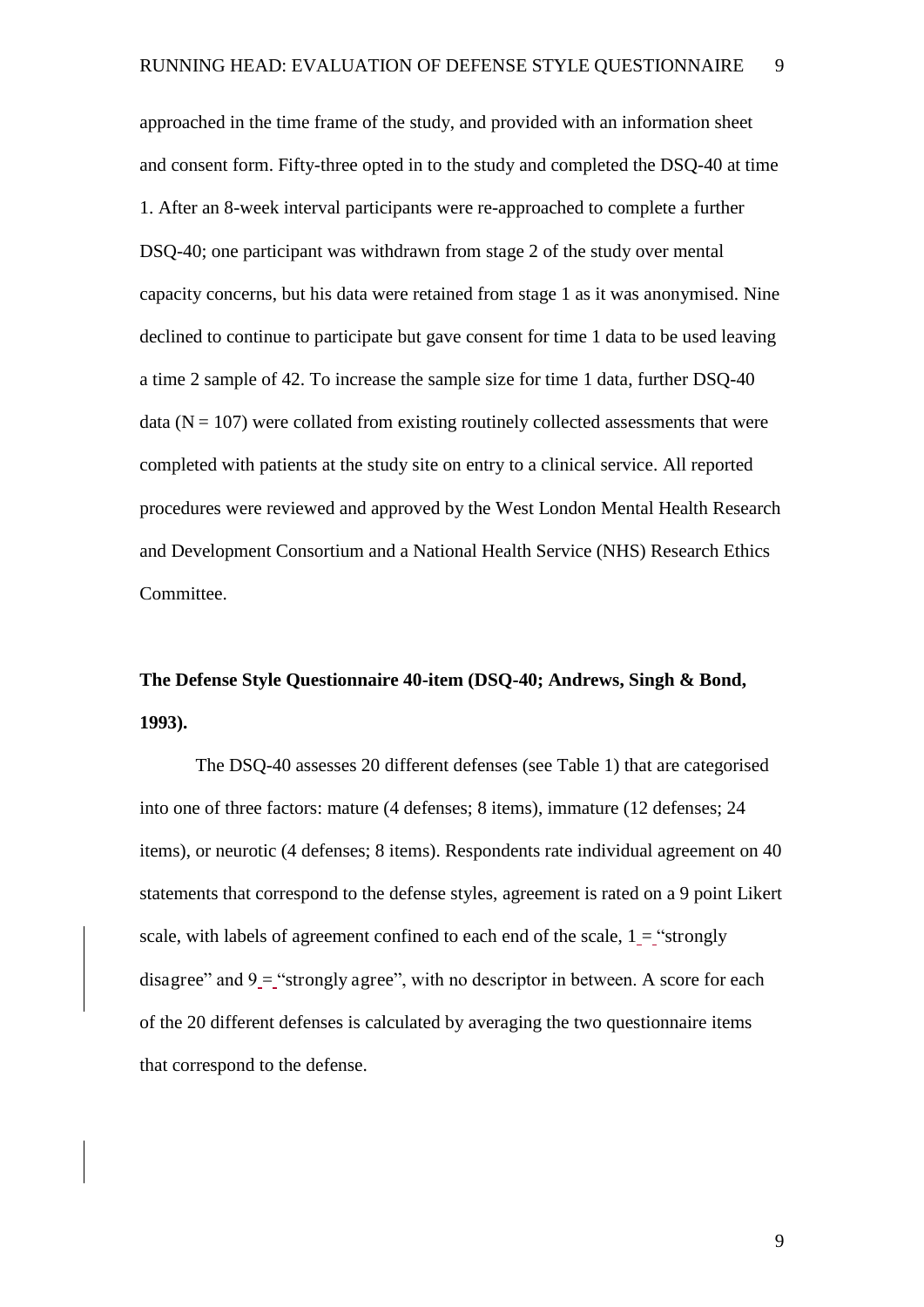approached in the time frame of the study, and provided with an information sheet and consent form. Fifty-three opted in to the study and completed the DSQ-40 at time 1. After an 8-week interval participants were re-approached to complete a further DSQ-40; one participant was withdrawn from stage 2 of the study over mental capacity concerns, but his data were retained from stage 1 as it was anonymised. Nine declined to continue to participate but gave consent for time 1 data to be used leaving a time 2 sample of 42. To increase the sample size for time 1 data, further DSQ-40 data (N = 107) were collated from existing routinely collected assessments that were completed with patients at the study site on entry to a clinical service. All reported procedures were reviewed and approved by the West London Mental Health Research and Development Consortium and a National Health Service (NHS) Research Ethics Committee.

**The Defense Style Questionnaire 40-item (DSQ-40; Andrews, Singh & Bond, 1993).**

The DSQ-40 assesses 20 different defenses (see Table 1) that are categorised into one of three factors: mature (4 defenses; 8 items), immature (12 defenses; 24 items), or neurotic (4 defenses; 8 items). Respondents rate individual agreement on 40 statements that correspond to the defense styles, agreement is rated on a 9 point Likert scale, with labels of agreement confined to each end of the scale, 1 = "strongly disagree" and 9 = "strongly agree", with no descriptor in between. A score for each of the 20 different defenses is calculated by averaging the two questionnaire items that correspond to the defense.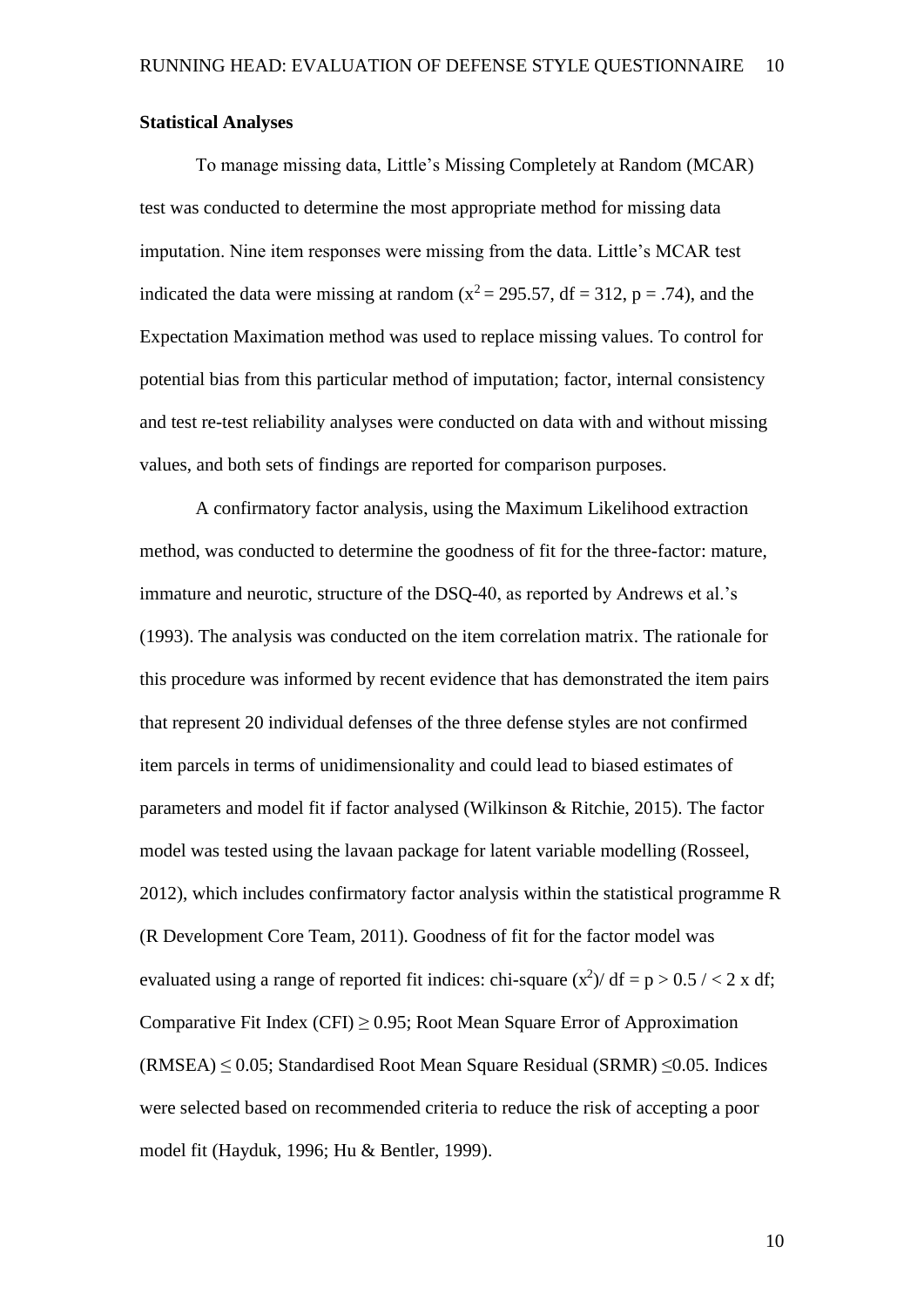**Statistical Analyses**

To manage missing data, Little's Missing Completely at Random (MCAR) test was conducted to determine the most appropriate method for missing data imputation. Nine item responses were missing from the data. Little's MCAR test indicated the data were missing at random ($x^2 = 295.57$, df = 312, p = .74), and the Expectation Maximation method was used to replace missing values. To control for potential bias from this particular method of imputation; factor, internal consistency and test re-test reliability analyses were conducted on data with and without missing values, and both sets of findings are reported for comparison purposes.

A confirmatory factor analysis, using the Maximum Likelihood extraction method, was conducted to determine the goodness of fit for the three-factor: mature, immature and neurotic, structure of the DSQ-40, as reported by Andrews et al.'s (1993). The analysis was conducted on the item correlation matrix. The rationale for this procedure was informed by recent evidence that has demonstrated the item pairs that represent 20 individual defenses of the three defense styles are not confirmed item parcels in terms of unidimensionality and could lead to biased estimates of parameters and model fit if factor analysed (Wilkinson & Ritchie, 2015). The factor model was tested using the lavaan package for latent variable modelling (Rosseel, 2012), which includes confirmatory factor analysis within the statistical programme R (R Development Core Team, 2011). Goodness of fit for the factor model was evaluated using a range of reported fit indices: chi-square ($x^2$)/ df = p > 0.5 / < 2 x df; Comparative Fit Index (CFI) ≥ 0.95; Root Mean Square Error of Approximation (RMSEA) ≤ 0.05; Standardised Root Mean Square Residual (SRMR) ≤0.05. Indices were selected based on recommended criteria to reduce the risk of accepting a poor model fit (Hayduk, 1996; Hu & Bentler, 1999).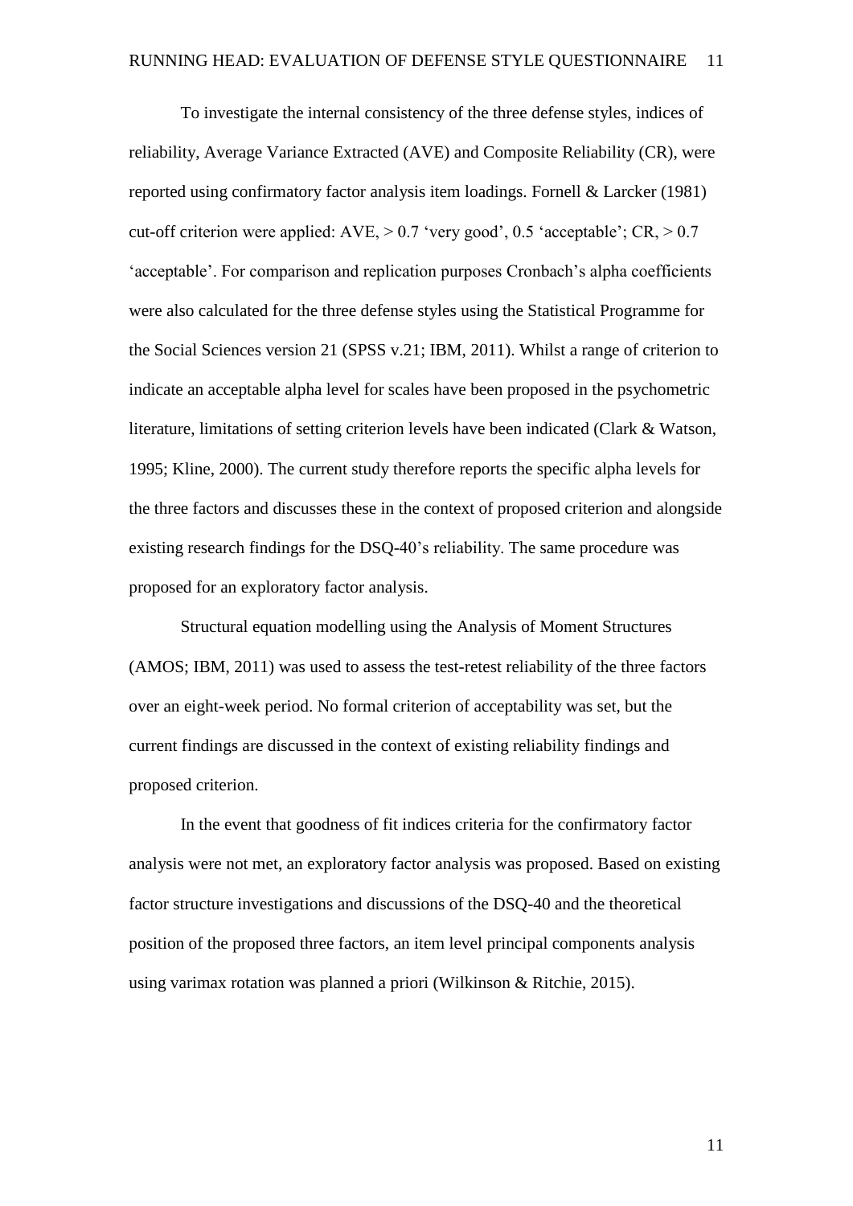To investigate the internal consistency of the three defense styles, indices of reliability, Average Variance Extracted (AVE) and Composite Reliability (CR), were reported using confirmatory factor analysis item loadings. Fornell & Larcker (1981) cut-off criterion were applied: AVE, > 0.7 'very good', 0.5 'acceptable'; CR, > 0.7 'acceptable'. For comparison and replication purposes Cronbach's alpha coefficients were also calculated for the three defense styles using the Statistical Programme for the Social Sciences version 21 (SPSS v.21; IBM, 2011). Whilst a range of criterion to indicate an acceptable alpha level for scales have been proposed in the psychometric literature, limitations of setting criterion levels have been indicated (Clark & Watson, 1995; Kline, 2000). The current study therefore reports the specific alpha levels for the three factors and discusses these in the context of proposed criterion and alongside existing research findings for the DSQ-40's reliability. The same procedure was proposed for an exploratory factor analysis.

Structural equation modelling using the Analysis of Moment Structures (AMOS; IBM, 2011) was used to assess the test-retest reliability of the three factors over an eight-week period. No formal criterion of acceptability was set, but the current findings are discussed in the context of existing reliability findings and proposed criterion.

In the event that goodness of fit indices criteria for the confirmatory factor analysis were not met, an exploratory factor analysis was proposed. Based on existing factor structure investigations and discussions of the DSQ-40 and the theoretical position of the proposed three factors, an item level principal components analysis using varimax rotation was planned a priori (Wilkinson & Ritchie, 2015).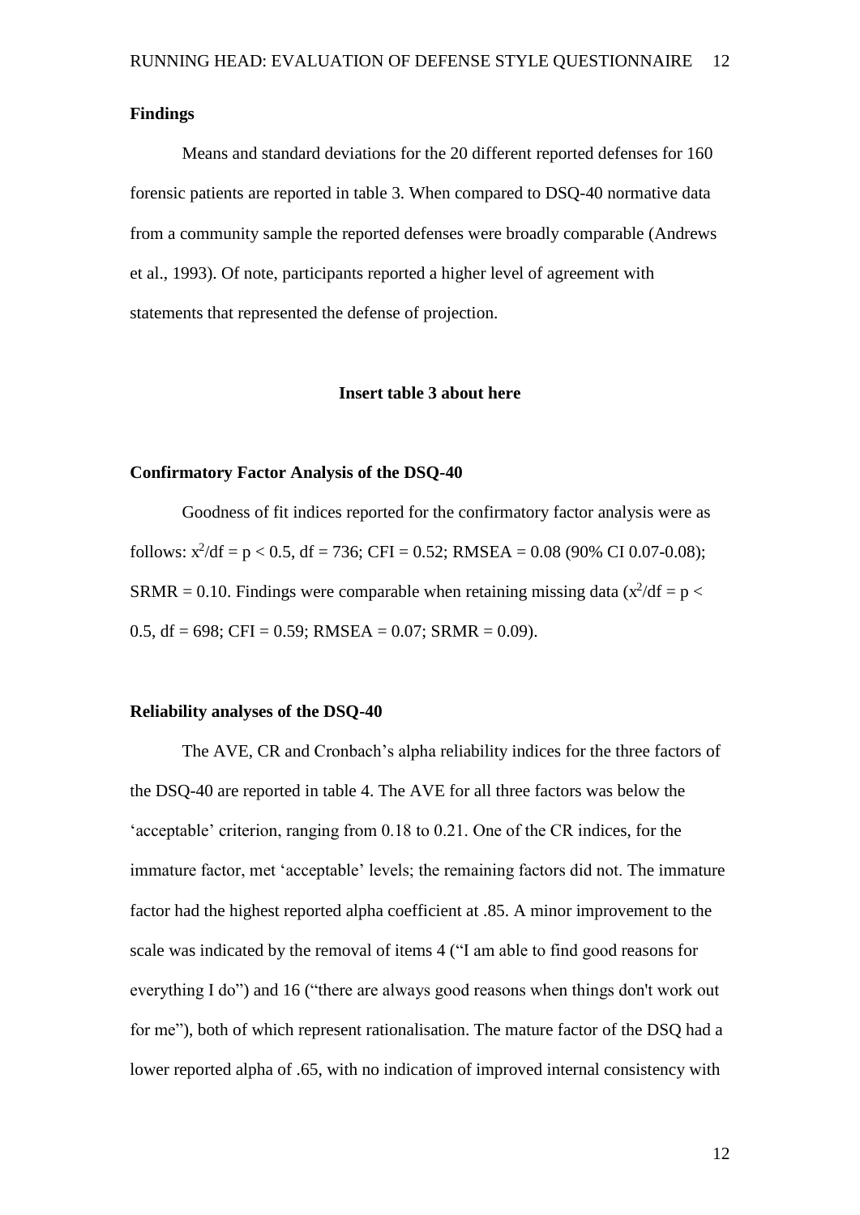### Findings

Means and standard deviations for the 20 different reported defenses for 160 forensic patients are reported in table 3. When compared to DSQ-40 normative data from a community sample the reported defenses were broadly comparable (Andrews et al., 1993). Of note, participants reported a higher level of agreement with statements that represented the defense of projection.

**Insert table 3 about here**

### Confirmatory Factor Analysis of the DSQ-40

Goodness of fit indices reported for the confirmatory factor analysis were as follows: $x^2$/df = $p < 0.5$, df = 736; CFI = 0.52; RMSEA = 0.08 (90% CI 0.07-0.08); SRMR = 0.10. Findings were comparable when retaining missing data ($x^2$/df = $p < 0.5$, df = 698; CFI = 0.59; RMSEA = 0.07; SRMR = 0.09).

### Reliability analyses of the DSQ-40

The AVE, CR and Cronbach's alpha reliability indices for the three factors of the DSQ-40 are reported in table 4. The AVE for all three factors was below the 'acceptable' criterion, ranging from 0.18 to 0.21. One of the CR indices, for the immature factor, met 'acceptable' levels; the remaining factors did not. The immature factor had the highest reported alpha coefficient at .85. A minor improvement to the scale was indicated by the removal of items 4 ("I am able to find good reasons for everything I do") and 16 ("there are always good reasons when things don't work out for me"), both of which represent rationalisation. The mature factor of the DSQ had a lower reported alpha of .65, with no indication of improved internal consistency with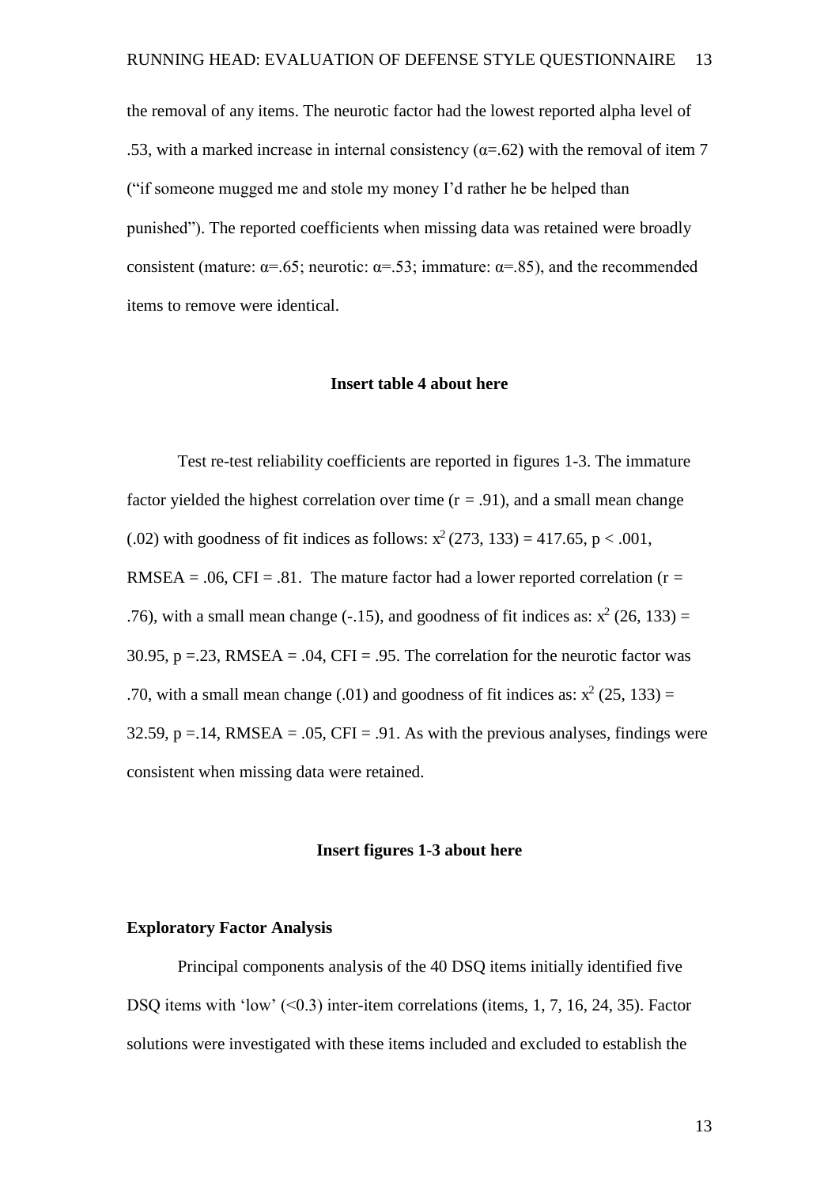the removal of any items. The neurotic factor had the lowest reported alpha level of .53, with a marked increase in internal consistency (α=.62) with the removal of item 7 ("if someone mugged me and stole my money I'd rather he be helped than punished"). The reported coefficients when missing data was retained were broadly consistent (mature: α=.65; neurotic: α=.53; immature: α=.85), and the recommended items to remove were identical.

**Insert table 4 about here**

Test re-test reliability coefficients are reported in figures 1-3. The immature factor yielded the highest correlation over time ($r = .91$), and a small mean change (.02) with goodness of fit indices as follows: $x^2$ (273, 133) = 417.65, $p < .001$, RMSEA = .06, CFI = .81. The mature factor had a lower reported correlation ($r = .76$), with a small mean change (-.15), and goodness of fit indices as: $x^2$ (26, 133) = 30.95, $p = .23$, RMSEA = .04, CFI = .95. The correlation for the neurotic factor was .70, with a small mean change (.01) and goodness of fit indices as: $x^2$ (25, 133) = 32.59, $p = .14$, RMSEA = .05, CFI = .91. As with the previous analyses, findings were consistent when missing data were retained.

**Insert figures 1-3 about here**

**Exploratory Factor Analysis**

Principal components analysis of the 40 DSQ items initially identified five DSQ items with 'low' (<0.3) inter-item correlations (items, 1, 7, 16, 24, 35). Factor solutions were investigated with these items included and excluded to establish the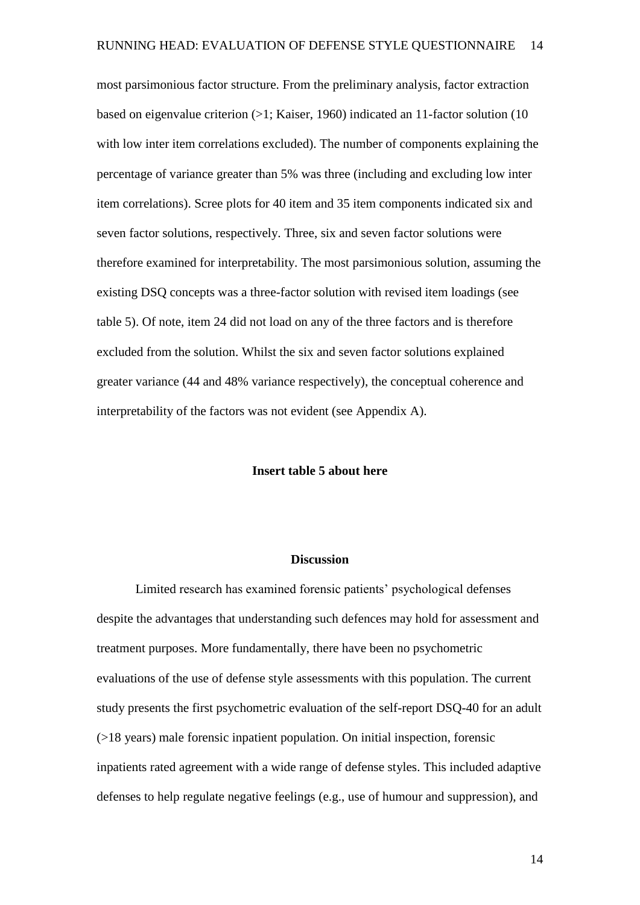most parsimonious factor structure. From the preliminary analysis, factor extraction based on eigenvalue criterion (>1; Kaiser, 1960) indicated an 11-factor solution (10 with low inter item correlations excluded). The number of components explaining the percentage of variance greater than 5% was three (including and excluding low inter item correlations). Scree plots for 40 item and 35 item components indicated six and seven factor solutions, respectively. Three, six and seven factor solutions were therefore examined for interpretability. The most parsimonious solution, assuming the existing DSQ concepts was a three-factor solution with revised item loadings (see table 5). Of note, item 24 did not load on any of the three factors and is therefore excluded from the solution. Whilst the six and seven factor solutions explained greater variance (44 and 48% variance respectively), the conceptual coherence and interpretability of the factors was not evident (see Appendix A).

**Insert table 5 about here**

## Discussion

Limited research has examined forensic patients' psychological defenses despite the advantages that understanding such defences may hold for assessment and treatment purposes. More fundamentally, there have been no psychometric evaluations of the use of defense style assessments with this population. The current study presents the first psychometric evaluation of the self-report DSQ-40 for an adult (>18 years) male forensic inpatient population. On initial inspection, forensic inpatients rated agreement with a wide range of defense styles. This included adaptive defenses to help regulate negative feelings (e.g., use of humour and suppression), and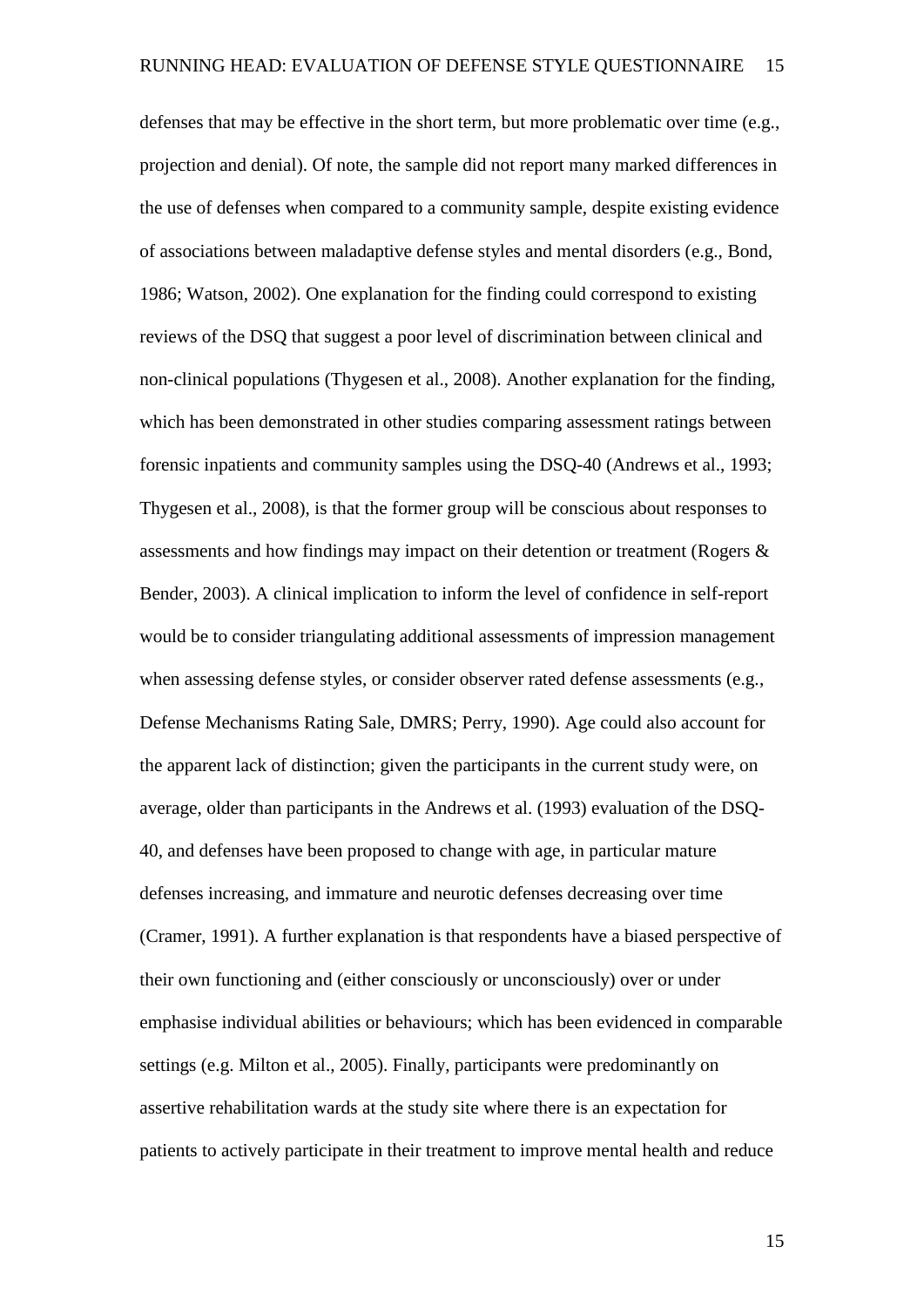defenses that may be effective in the short term, but more problematic over time (e.g., projection and denial). Of note, the sample did not report many marked differences in the use of defenses when compared to a community sample, despite existing evidence of associations between maladaptive defense styles and mental disorders (e.g., Bond, 1986; Watson, 2002). One explanation for the finding could correspond to existing reviews of the DSQ that suggest a poor level of discrimination between clinical and non-clinical populations (Thygesen et al., 2008). Another explanation for the finding, which has been demonstrated in other studies comparing assessment ratings between forensic inpatients and community samples using the DSQ-40 (Andrews et al., 1993; Thygesen et al., 2008), is that the former group will be conscious about responses to assessments and how findings may impact on their detention or treatment (Rogers & Bender, 2003). A clinical implication to inform the level of confidence in self-report would be to consider triangulating additional assessments of impression management when assessing defense styles, or consider observer rated defense assessments (e.g., Defense Mechanisms Rating Sale, DMRS; Perry, 1990). Age could also account for the apparent lack of distinction; given the participants in the current study were, on average, older than participants in the Andrews et al. (1993) evaluation of the DSQ-40, and defenses have been proposed to change with age, in particular mature defenses increasing, and immature and neurotic defenses decreasing over time (Cramer, 1991). A further explanation is that respondents have a biased perspective of their own functioning and (either consciously or unconsciously) over or under emphasise individual abilities or behaviours; which has been evidenced in comparable settings (e.g. Milton et al., 2005). Finally, participants were predominantly on assertive rehabilitation wards at the study site where there is an expectation for patients to actively participate in their treatment to improve mental health and reduce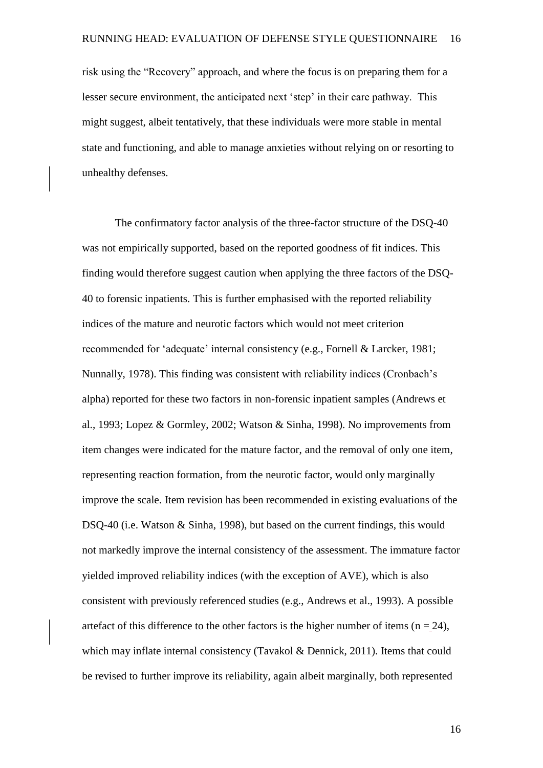risk using the "Recovery" approach, and where the focus is on preparing them for a lesser secure environment, the anticipated next 'step' in their care pathway. This might suggest, albeit tentatively, that these individuals were more stable in mental state and functioning, and able to manage anxieties without relying on or resorting to unhealthy defenses.

The confirmatory factor analysis of the three-factor structure of the DSQ-40 was not empirically supported, based on the reported goodness of fit indices. This finding would therefore suggest caution when applying the three factors of the DSQ-40 to forensic inpatients. This is further emphasised with the reported reliability indices of the mature and neurotic factors which would not meet criterion recommended for 'adequate' internal consistency (e.g., Fornell & Larcker, 1981; Nunnally, 1978). This finding was consistent with reliability indices (Cronbach's alpha) reported for these two factors in non-forensic inpatient samples (Andrews et al., 1993; Lopez & Gormley, 2002; Watson & Sinha, 1998). No improvements from item changes were indicated for the mature factor, and the removal of only one item, representing reaction formation, from the neurotic factor, would only marginally improve the scale. Item revision has been recommended in existing evaluations of the DSQ-40 (i.e. Watson & Sinha, 1998), but based on the current findings, this would not markedly improve the internal consistency of the assessment. The immature factor yielded improved reliability indices (with the exception of AVE), which is also consistent with previously referenced studies (e.g., Andrews et al., 1993). A possible artefact of this difference to the other factors is the higher number of items ($n = 24$), which may inflate internal consistency (Tavakol & Dennick, 2011). Items that could be revised to further improve its reliability, again albeit marginally, both represented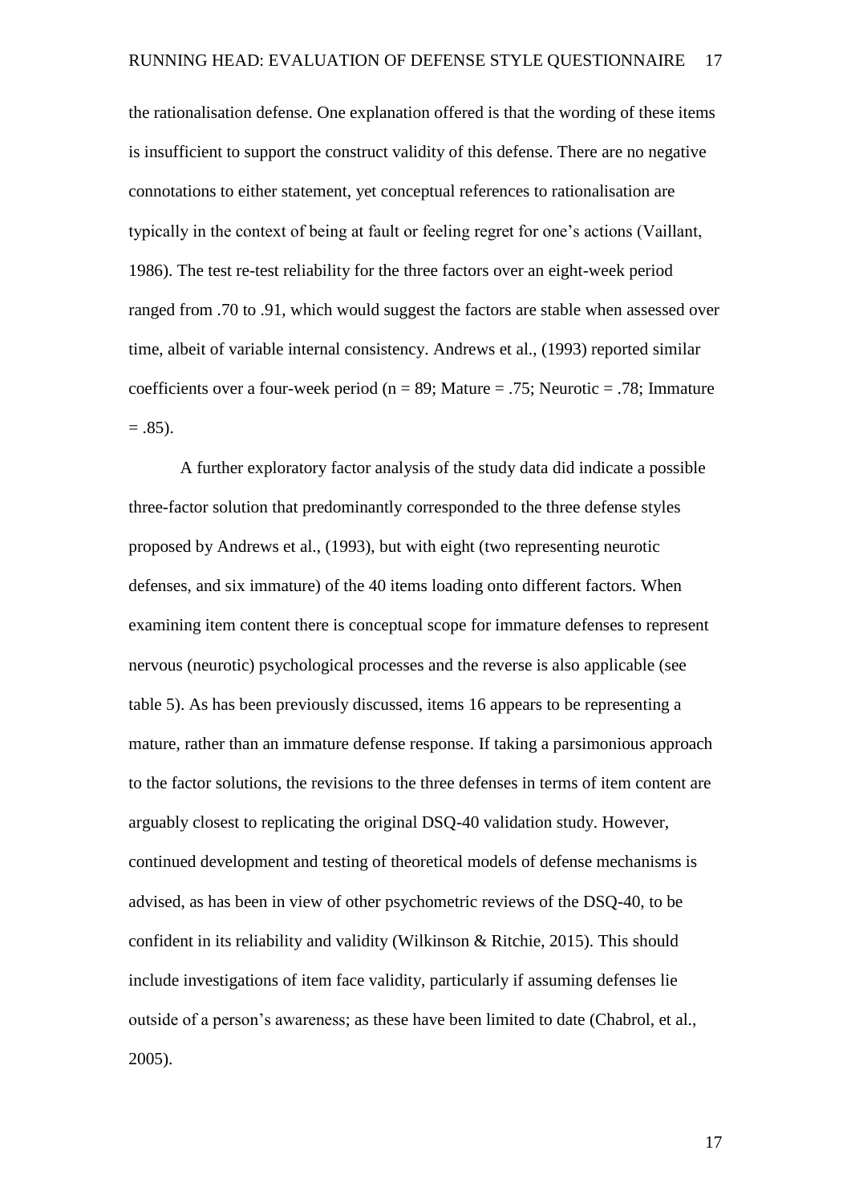the rationalisation defense. One explanation offered is that the wording of these items is insufficient to support the construct validity of this defense. There are no negative connotations to either statement, yet conceptual references to rationalisation are typically in the context of being at fault or feeling regret for one's actions (Vaillant, 1986). The test re-test reliability for the three factors over an eight-week period ranged from .70 to .91, which would suggest the factors are stable when assessed over time, albeit of variable internal consistency. Andrews et al., (1993) reported similar coefficients over a four-week period (n = 89; Mature = .75; Neurotic = .78; Immature = .85).

A further exploratory factor analysis of the study data did indicate a possible three-factor solution that predominantly corresponded to the three defense styles proposed by Andrews et al., (1993), but with eight (two representing neurotic defenses, and six immature) of the 40 items loading onto different factors. When examining item content there is conceptual scope for immature defenses to represent nervous (neurotic) psychological processes and the reverse is also applicable (see table 5). As has been previously discussed, items 16 appears to be representing a mature, rather than an immature defense response. If taking a parsimonious approach to the factor solutions, the revisions to the three defenses in terms of item content are arguably closest to replicating the original DSQ-40 validation study. However, continued development and testing of theoretical models of defense mechanisms is advised, as has been in view of other psychometric reviews of the DSQ-40, to be confident in its reliability and validity (Wilkinson & Ritchie, 2015). This should include investigations of item face validity, particularly if assuming defenses lie outside of a person's awareness; as these have been limited to date (Chabrol, et al., 2005).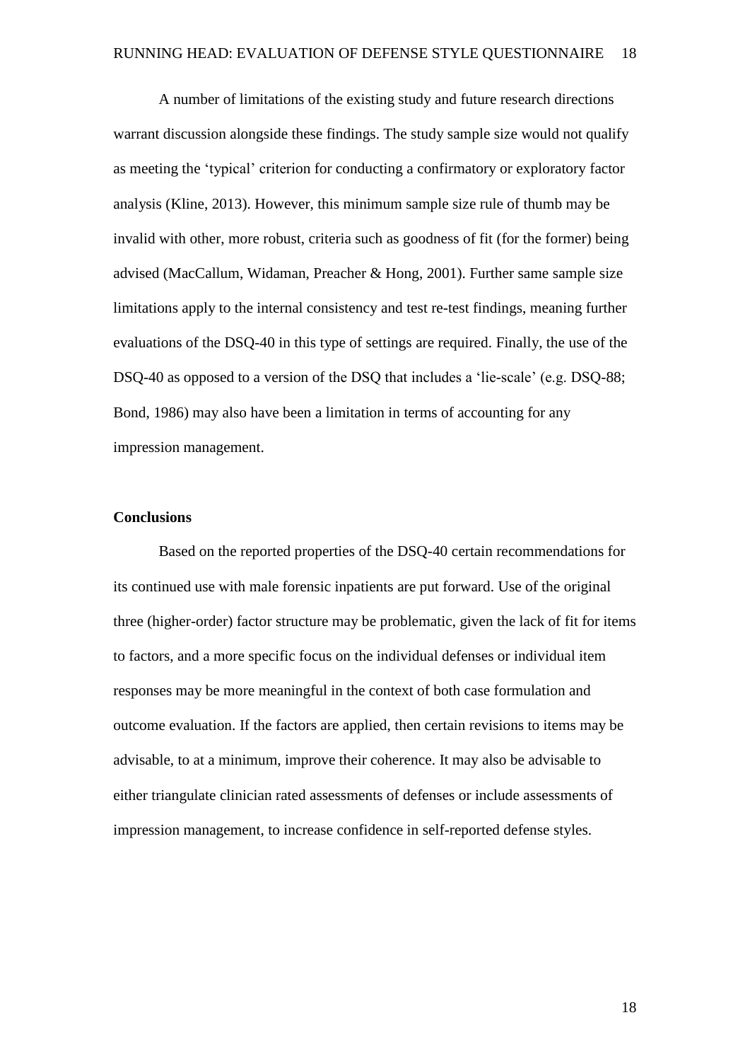A number of limitations of the existing study and future research directions warrant discussion alongside these findings. The study sample size would not qualify as meeting the 'typical' criterion for conducting a confirmatory or exploratory factor analysis (Kline, 2013). However, this minimum sample size rule of thumb may be invalid with other, more robust, criteria such as goodness of fit (for the former) being advised (MacCallum, Widaman, Preacher & Hong, 2001). Further same sample size limitations apply to the internal consistency and test re-test findings, meaning further evaluations of the DSQ-40 in this type of settings are required. Finally, the use of the DSQ-40 as opposed to a version of the DSQ that includes a 'lie-scale' (e.g. DSQ-88; Bond, 1986) may also have been a limitation in terms of accounting for any impression management.

## Conclusions

Based on the reported properties of the DSQ-40 certain recommendations for its continued use with male forensic inpatients are put forward. Use of the original three (higher-order) factor structure may be problematic, given the lack of fit for items to factors, and a more specific focus on the individual defenses or individual item responses may be more meaningful in the context of both case formulation and outcome evaluation. If the factors are applied, then certain revisions to items may be advisable, to at a minimum, improve their coherence. It may also be advisable to either triangulate clinician rated assessments of defenses or include assessments of impression management, to increase confidence in self-reported defense styles.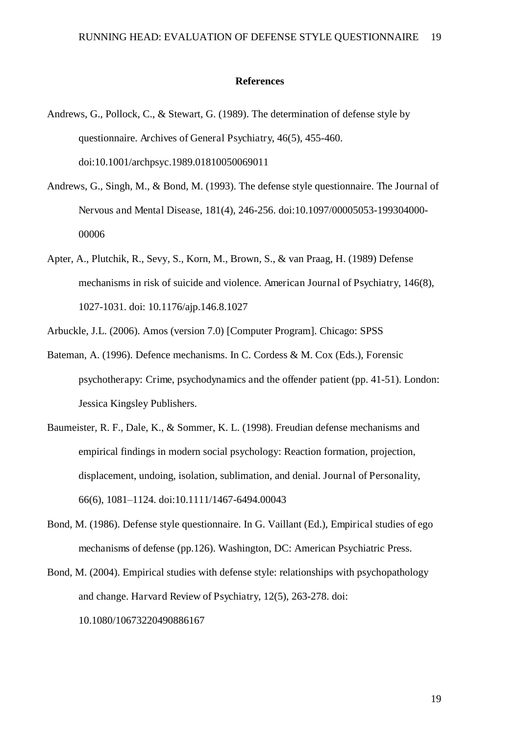## References

Andrews, G., Pollock, C., & Stewart, G. (1989). The determination of defense style by questionnaire. Archives of General Psychiatry, 46(5), 455-460. doi:10.1001/archpsyc.1989.01810050069011

Andrews, G., Singh, M., & Bond, M. (1993). The defense style questionnaire. The Journal of Nervous and Mental Disease, 181(4), 246-256. doi:10.1097/00005053-199304000-00006

Apter, A., Plutchik, R., Sevy, S., Korn, M., Brown, S., & van Praag, H. (1989) Defense mechanisms in risk of suicide and violence. American Journal of Psychiatry, 146(8), 1027-1031. doi: 10.1176/ajp.146.8.1027

Arbuckle, J.L. (2006). Amos (version 7.0) [Computer Program]. Chicago: SPSS

Bateman, A. (1996). Defence mechanisms. In C. Cordess & M. Cox (Eds.), Forensic psychotherapy: Crime, psychodynamics and the offender patient (pp. 41-51). London: Jessica Kingsley Publishers.

Baumeister, R. F., Dale, K., & Sommer, K. L. (1998). Freudian defense mechanisms and empirical findings in modern social psychology: Reaction formation, projection, displacement, undoing, isolation, sublimation, and denial. Journal of Personality, 66(6), 1081–1124. doi:10.1111/1467-6494.00043

Bond, M. (1986). Defense style questionnaire. In G. Vaillant (Ed.), Empirical studies of ego mechanisms of defense (pp.126). Washington, DC: American Psychiatric Press.

Bond, M. (2004). Empirical studies with defense style: relationships with psychopathology and change. Harvard Review of Psychiatry, 12(5), 263-278. doi: 10.1080/10673220490886167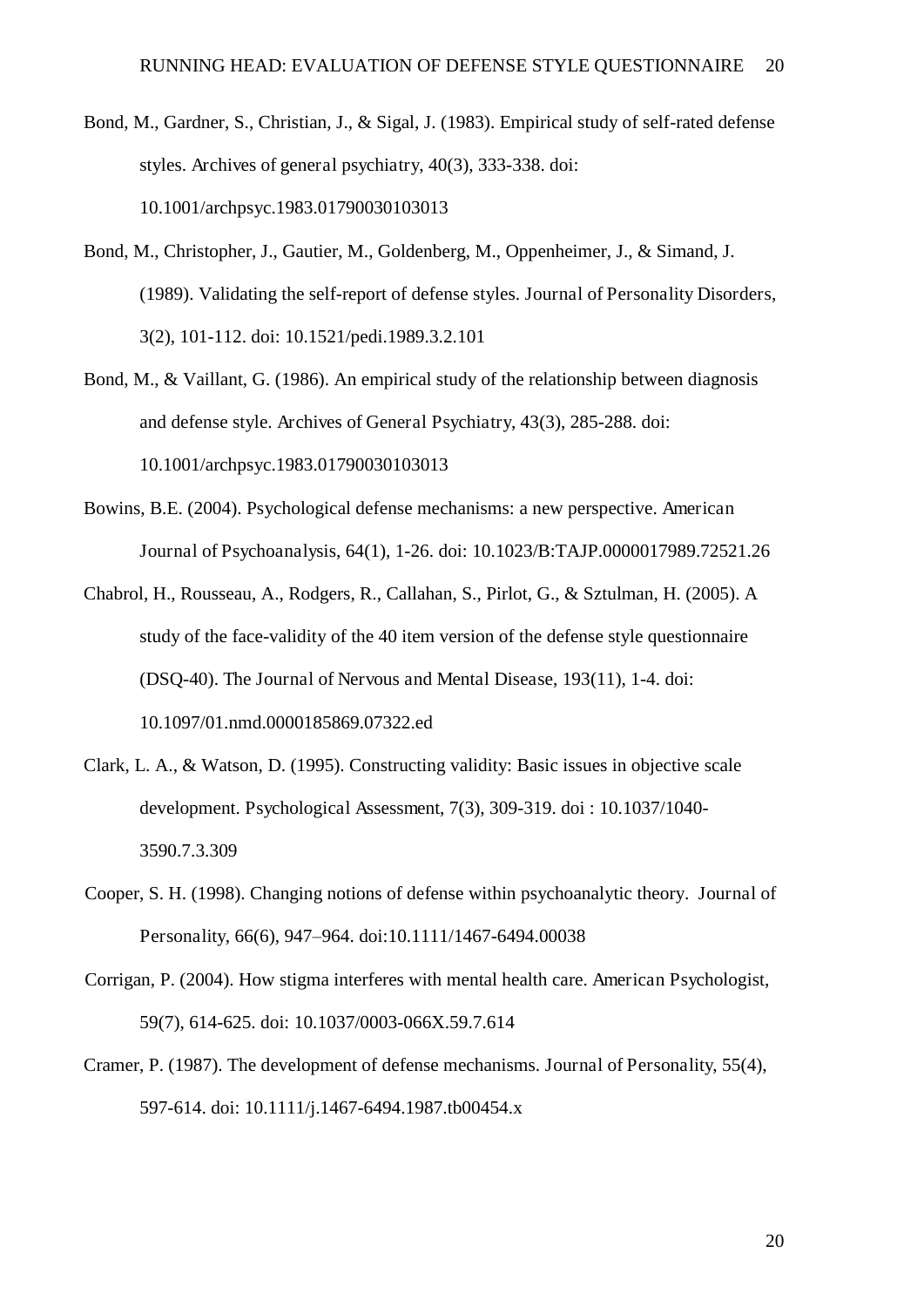Bond, M., Gardner, S., Christian, J., & Sigal, J. (1983). Empirical study of self-rated defense styles. Archives of general psychiatry, 40(3), 333-338. doi: 10.1001/archpsyc.1983.01790030103013

Bond, M., Christopher, J., Gautier, M., Goldenberg, M., Oppenheimer, J., & Simand, J. (1989). Validating the self-report of defense styles. Journal of Personality Disorders, 3(2), 101-112. doi: 10.1521/pedi.1989.3.2.101

Bond, M., & Vaillant, G. (1986). An empirical study of the relationship between diagnosis and defense style. Archives of General Psychiatry, 43(3), 285-288. doi: 10.1001/archpsyc.1983.01790030103013

Bowins, B.E. (2004). Psychological defense mechanisms: a new perspective. American Journal of Psychoanalysis, 64(1), 1-26. doi: 10.1023/B:TAJP.0000017989.72521.26

Chabrol, H., Rousseau, A., Rodgers, R., Callahan, S., Pirlot, G., & Sztulman, H. (2005). A study of the face-validity of the 40 item version of the defense style questionnaire (DSQ-40). The Journal of Nervous and Mental Disease, 193(11), 1-4. doi: 10.1097/01.nmd.0000185869.07322.ed

Clark, L. A., & Watson, D. (1995). Constructing validity: Basic issues in objective scale development. Psychological Assessment, 7(3), 309-319. doi : 10.1037/1040-3590.7.3.309

Cooper, S. H. (1998). Changing notions of defense within psychoanalytic theory. Journal of Personality, 66(6), 947–964. doi:10.1111/1467-6494.00038

Corrigan, P. (2004). How stigma interferes with mental health care. American Psychologist, 59(7), 614-625. doi: 10.1037/0003-066X.59.7.614

Cramer, P. (1987). The development of defense mechanisms. Journal of Personality, 55(4), 597-614. doi: 10.1111/j.1467-6494.1987.tb00454.x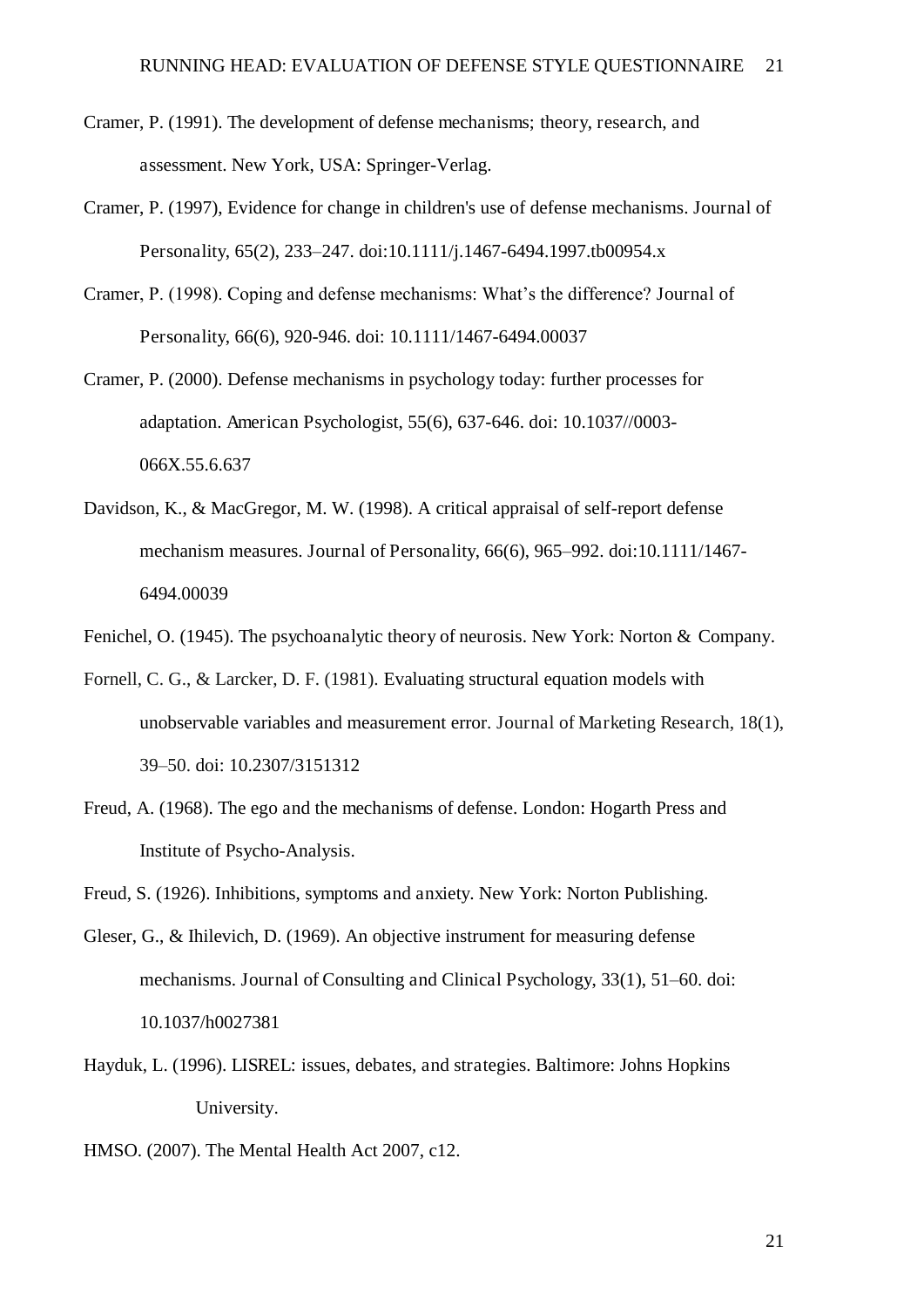Cramer, P. (1991). The development of defense mechanisms; theory, research, and assessment. New York, USA: Springer-Verlag.

Cramer, P. (1997), Evidence for change in children's use of defense mechanisms. Journal of Personality, 65(2), 233–247. doi:10.1111/j.1467-6494.1997.tb00954.x

Cramer, P. (1998). Coping and defense mechanisms: What's the difference? Journal of Personality, 66(6), 920-946. doi: 10.1111/1467-6494.00037

Cramer, P. (2000). Defense mechanisms in psychology today: further processes for adaptation. American Psychologist, 55(6), 637-646. doi: 10.1037//0003-066X.55.6.637

Davidson, K., & MacGregor, M. W. (1998). A critical appraisal of self-report defense mechanism measures. Journal of Personality, 66(6), 965–992. doi:10.1111/1467-6494.00039

Fenichel, O. (1945). The psychoanalytic theory of neurosis. New York: Norton & Company.

Fornell, C. G., & Larcker, D. F. (1981). Evaluating structural equation models with unobservable variables and measurement error. Journal of Marketing Research, 18(1), 39–50. doi: 10.2307/3151312

Freud, A. (1968). The ego and the mechanisms of defense. London: Hogarth Press and Institute of Psycho-Analysis.

Freud, S. (1926). Inhibitions, symptoms and anxiety. New York: Norton Publishing.

Gleser, G., & Ihilevich, D. (1969). An objective instrument for measuring defense mechanisms. Journal of Consulting and Clinical Psychology, 33(1), 51–60. doi: 10.1037/h0027381

Hayduk, L. (1996). LISREL: issues, debates, and strategies. Baltimore: Johns Hopkins University.

HMSO. (2007). The Mental Health Act 2007, c12.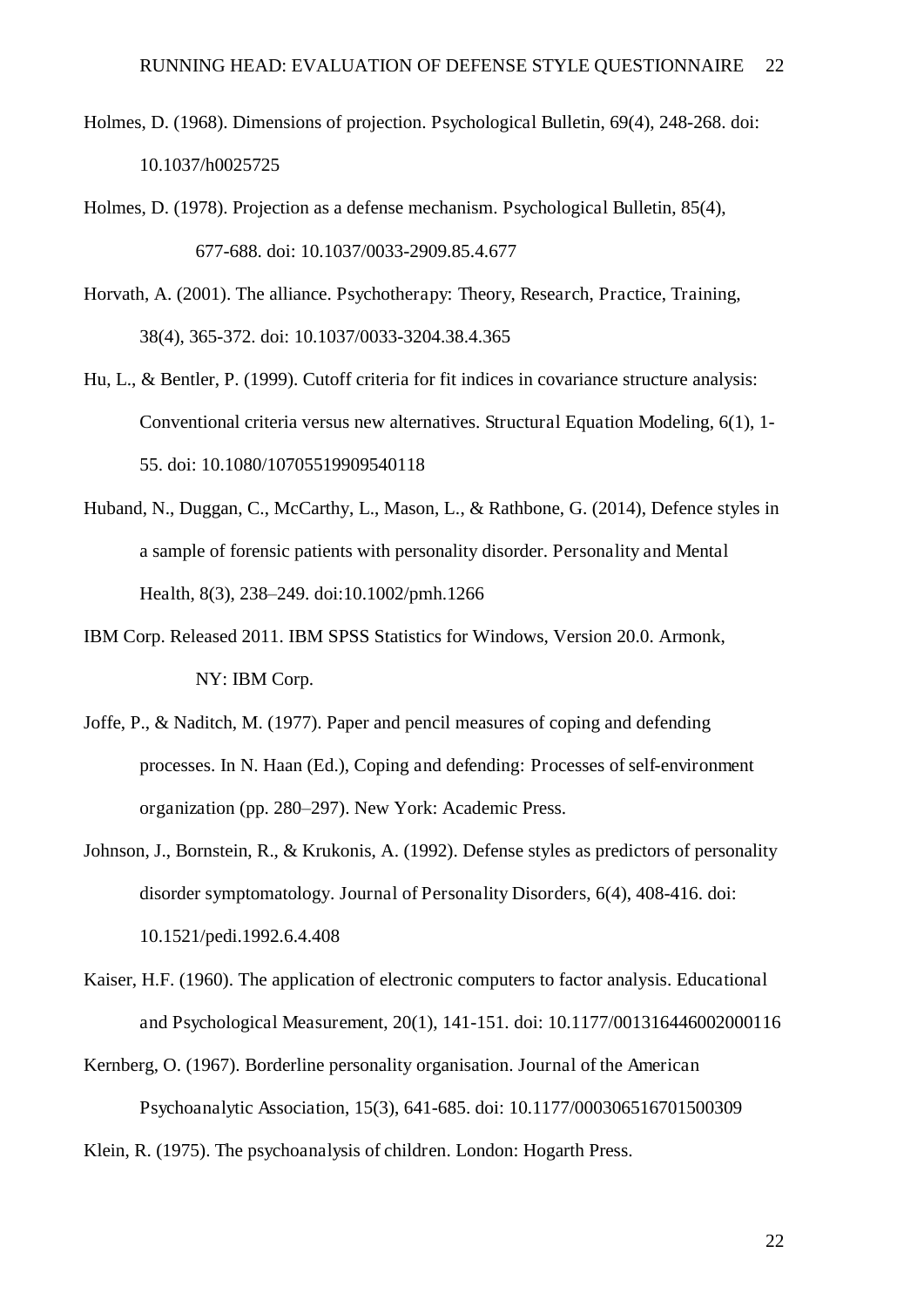Holmes, D. (1968). Dimensions of projection. Psychological Bulletin, 69(4), 248-268. doi: 10.1037/h0025725

Holmes, D. (1978). Projection as a defense mechanism. Psychological Bulletin, 85(4), 677-688. doi: 10.1037/0033-2909.85.4.677

Horvath, A. (2001). The alliance. Psychotherapy: Theory, Research, Practice, Training, 38(4), 365-372. doi: 10.1037/0033-3204.38.4.365

Hu, L., & Bentler, P. (1999). Cutoff criteria for fit indices in covariance structure analysis: Conventional criteria versus new alternatives. Structural Equation Modeling, 6(1), 1-55. doi: 10.1080/10705519909540118

Huband, N., Duggan, C., McCarthy, L., Mason, L., & Rathbone, G. (2014), Defence styles in a sample of forensic patients with personality disorder. Personality and Mental Health, 8(3), 238–249. doi:10.1002/pmh.1266

IBM Corp. Released 2011. IBM SPSS Statistics for Windows, Version 20.0. Armonk, NY: IBM Corp.

Joffe, P., & Naditch, M. (1977). Paper and pencil measures of coping and defending processes. In N. Haan (Ed.), Coping and defending: Processes of self-environment organization (pp. 280–297). New York: Academic Press.

Johnson, J., Bornstein, R., & Krukonis, A. (1992). Defense styles as predictors of personality disorder symptomatology. Journal of Personality Disorders, 6(4), 408-416. doi: 10.1521/pedi.1992.6.4.408

Kaiser, H.F. (1960). The application of electronic computers to factor analysis. Educational and Psychological Measurement, 20(1), 141-151. doi: 10.1177/001316446002000116

Kernberg, O. (1967). Borderline personality organisation. Journal of the American Psychoanalytic Association, 15(3), 641-685. doi: 10.1177/000306516701500309

Klein, R. (1975). The psychoanalysis of children. London: Hogarth Press.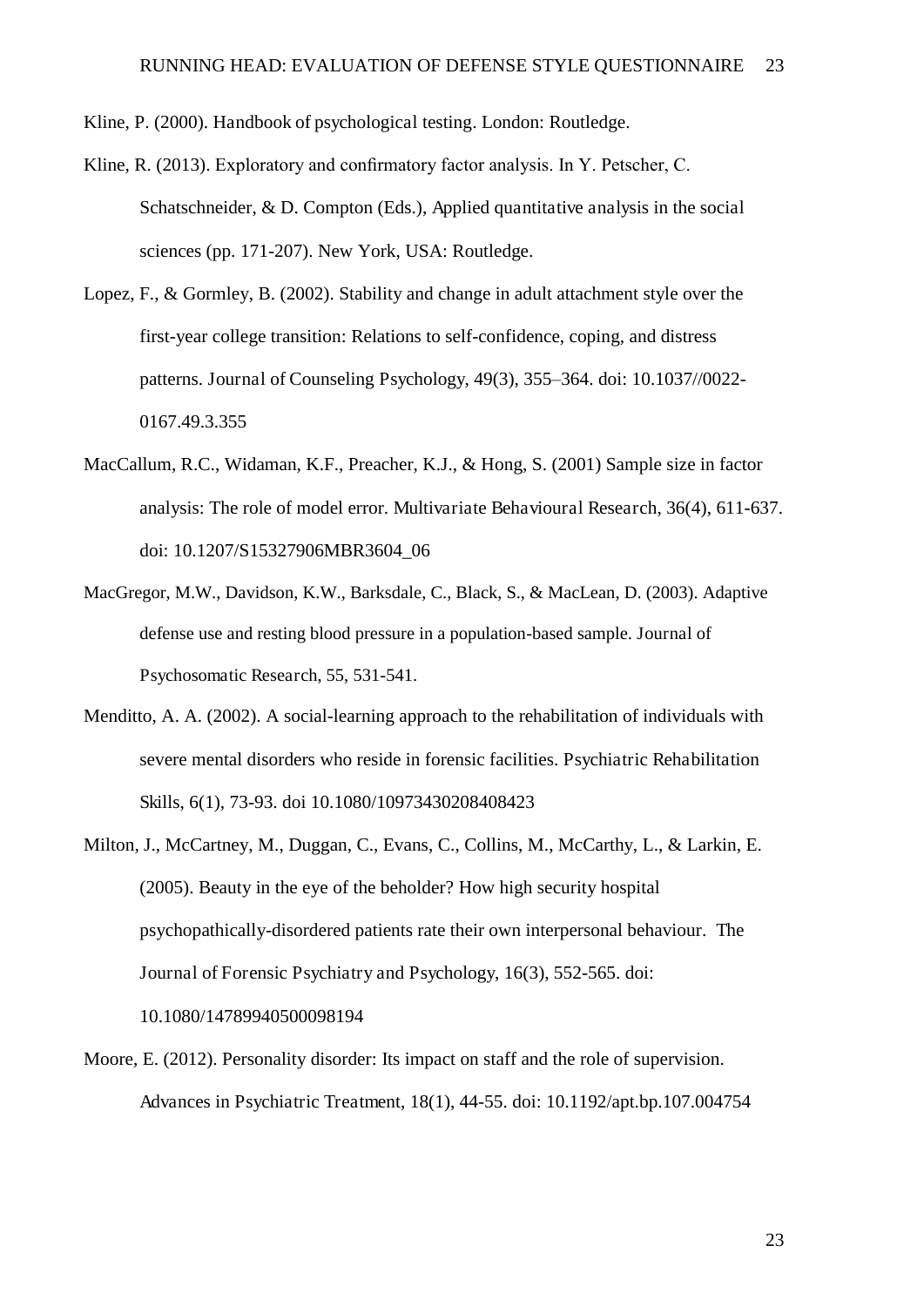Kline, P. (2000). Handbook of psychological testing. London: Routledge.

Kline, R. (2013). Exploratory and confirmatory factor analysis. In Y. Petscher, C. Schatschneider, & D. Compton (Eds.), Applied quantitative analysis in the social sciences (pp. 171-207). New York, USA: Routledge.

Lopez, F., & Gormley, B. (2002). Stability and change in adult attachment style over the first-year college transition: Relations to self-confidence, coping, and distress patterns. Journal of Counseling Psychology, 49(3), 355–364. doi: 10.1037//0022-0167.49.3.355

MacCallum, R.C., Widaman, K.F., Preacher, K.J., & Hong, S. (2001) Sample size in factor analysis: The role of model error. Multivariate Behavioural Research, 36(4), 611-637. doi: 10.1207/S15327906MBR3604_06

MacGregor, M.W., Davidson, K.W., Barksdale, C., Black, S., & MacLean, D. (2003). Adaptive defense use and resting blood pressure in a population-based sample. Journal of Psychosomatic Research, 55, 531-541.

Menditto, A. A. (2002). A social-learning approach to the rehabilitation of individuals with severe mental disorders who reside in forensic facilities. Psychiatric Rehabilitation Skills, 6(1), 73-93. doi 10.1080/10973430208408423

Milton, J., McCartney, M., Duggan, C., Evans, C., Collins, M., McCarthy, L., & Larkin, E. (2005). Beauty in the eye of the beholder? How high security hospital psychopathically-disordered patients rate their own interpersonal behaviour. The Journal of Forensic Psychiatry and Psychology, 16(3), 552-565. doi: 10.1080/14789940500098194

Moore, E. (2012). Personality disorder: Its impact on staff and the role of supervision. Advances in Psychiatric Treatment, 18(1), 44-55. doi: 10.1192/apt.bp.107.004754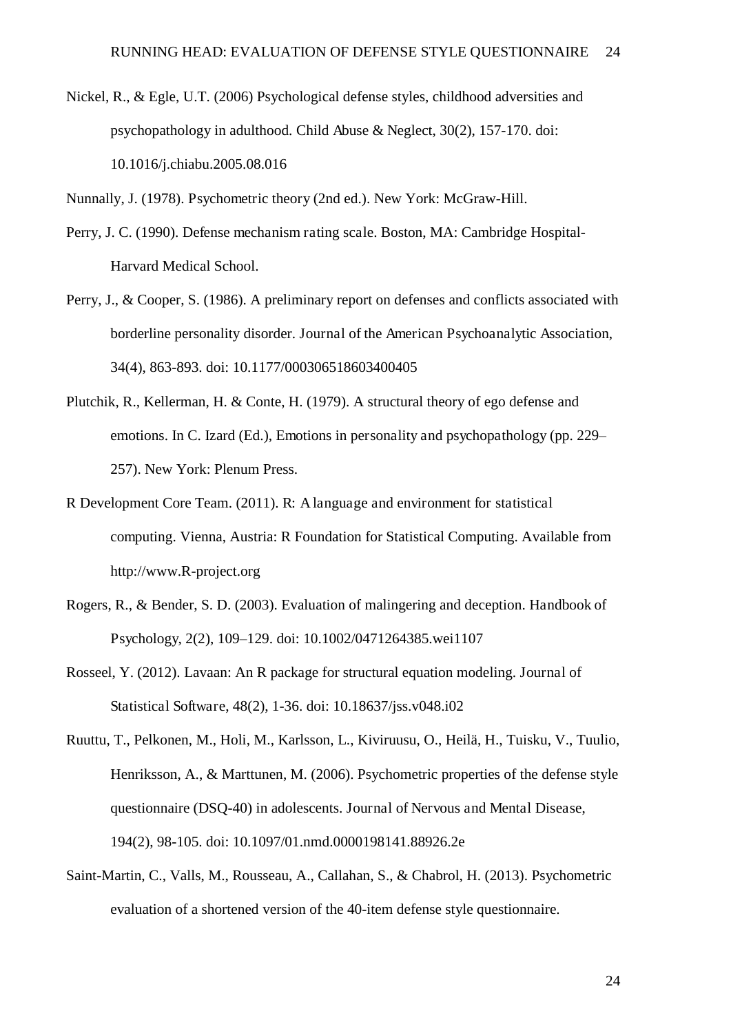Nickel, R., & Egle, U.T. (2006) Psychological defense styles, childhood adversities and psychopathology in adulthood. Child Abuse & Neglect, 30(2), 157-170. doi: 10.1016/j.chiabu.2005.08.016

Nunnally, J. (1978). Psychometric theory (2nd ed.). New York: McGraw-Hill.

Perry, J. C. (1990). Defense mechanism rating scale. Boston, MA: Cambridge Hospital-Harvard Medical School.

Perry, J., & Cooper, S. (1986). A preliminary report on defenses and conflicts associated with borderline personality disorder. Journal of the American Psychoanalytic Association, 34(4), 863-893. doi: 10.1177/000306518603400405

Plutchik, R., Kellerman, H. & Conte, H. (1979). A structural theory of ego defense and emotions. In C. Izard (Ed.), Emotions in personality and psychopathology (pp. 229–257). New York: Plenum Press.

R Development Core Team. (2011). R: A language and environment for statistical computing. Vienna, Austria: R Foundation for Statistical Computing. Available from http://www.R-project.org

Rogers, R., & Bender, S. D. (2003). Evaluation of malingering and deception. Handbook of Psychology, 2(2), 109–129. doi: 10.1002/0471264385.wei1107

Rosseel, Y. (2012). Lavaan: An R package for structural equation modeling. Journal of Statistical Software, 48(2), 1-36. doi: 10.18637/jss.v048.i02

Ruuttu, T., Pelkonen, M., Holi, M., Karlsson, L., Kiviruusu, O., Heilä, H., Tuisku, V., Tuulio, Henriksson, A., & Marttunen, M. (2006). Psychometric properties of the defense style questionnaire (DSQ-40) in adolescents. Journal of Nervous and Mental Disease, 194(2), 98-105. doi: 10.1097/01.nmd.0000198141.88926.2e

Saint-Martin, C., Valls, M., Rousseau, A., Callahan, S., & Chabrol, H. (2013). Psychometric evaluation of a shortened version of the 40-item defense style questionnaire.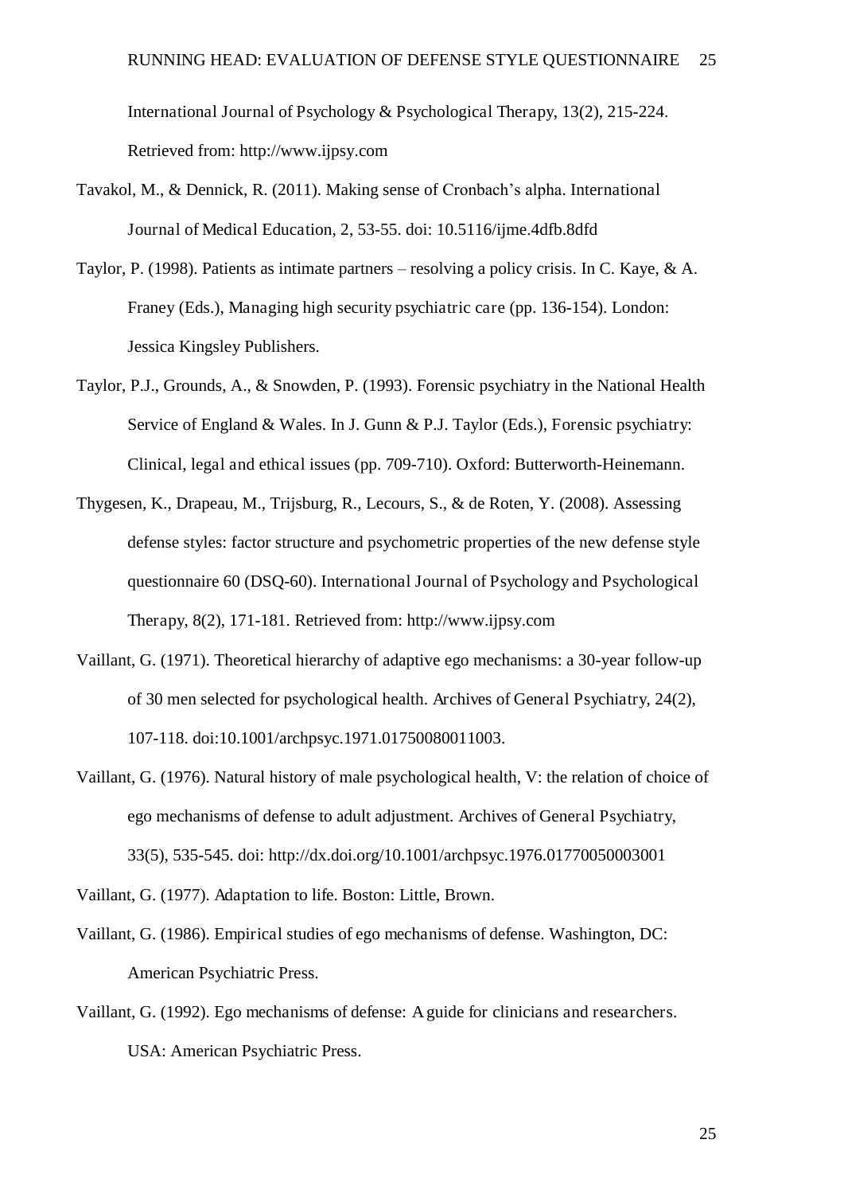International Journal of Psychology & Psychological Therapy, 13(2), 215-224. Retrieved from: http://www.ijpsy.com

Tavakol, M., & Dennick, R. (2011). Making sense of Cronbach's alpha. International Journal of Medical Education, 2, 53-55. doi: 10.5116/ijme.4dfb.8dfd

Taylor, P. (1998). Patients as intimate partners – resolving a policy crisis. In C. Kaye, & A. Franey (Eds.), Managing high security psychiatric care (pp. 136-154). London: Jessica Kingsley Publishers.

Taylor, P.J., Grounds, A., & Snowden, P. (1993). Forensic psychiatry in the National Health Service of England & Wales. In J. Gunn & P.J. Taylor (Eds.), Forensic psychiatry: Clinical, legal and ethical issues (pp. 709-710). Oxford: Butterworth-Heinemann.

Thygesen, K., Drapeau, M., Trijsburg, R., Lecours, S., & de Roten, Y. (2008). Assessing defense styles: factor structure and psychometric properties of the new defense style questionnaire 60 (DSQ-60). International Journal of Psychology and Psychological Therapy, 8(2), 171-181. Retrieved from: http://www.ijpsy.com

Vaillant, G. (1971). Theoretical hierarchy of adaptive ego mechanisms: a 30-year follow-up of 30 men selected for psychological health. Archives of General Psychiatry, 24(2), 107-118. doi:10.1001/archpsyc.1971.01750080011003.

Vaillant, G. (1976). Natural history of male psychological health, V: the relation of choice of ego mechanisms of defense to adult adjustment. Archives of General Psychiatry, 33(5), 535-545. doi: http://dx.doi.org/10.1001/archpsyc.1976.01770050003001

Vaillant, G. (1977). Adaptation to life. Boston: Little, Brown.

Vaillant, G. (1986). Empirical studies of ego mechanisms of defense. Washington, DC: American Psychiatric Press.

Vaillant, G. (1992). Ego mechanisms of defense: A guide for clinicians and researchers. USA: American Psychiatric Press.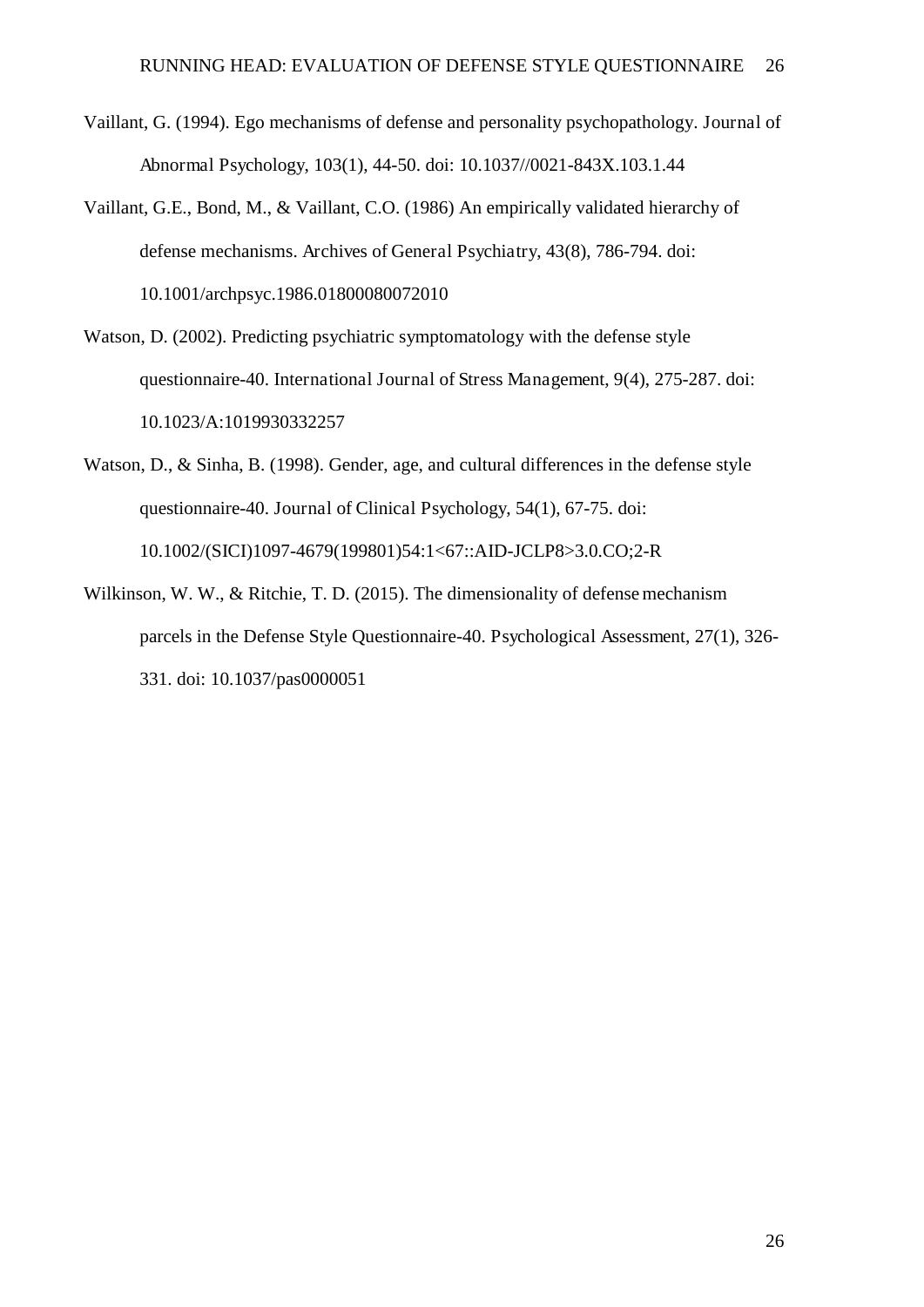Vaillant, G. (1994). Ego mechanisms of defense and personality psychopathology. Journal of Abnormal Psychology, 103(1), 44-50. doi: 10.1037//0021-843X.103.1.44

Vaillant, G.E., Bond, M., & Vaillant, C.O. (1986) An empirically validated hierarchy of defense mechanisms. Archives of General Psychiatry, 43(8), 786-794. doi: 10.1001/archpsyc.1986.01800080072010

Watson, D. (2002). Predicting psychiatric symptomatology with the defense style questionnaire-40. International Journal of Stress Management, 9(4), 275-287. doi: 10.1023/A:1019930332257

Watson, D., & Sinha, B. (1998). Gender, age, and cultural differences in the defense style questionnaire-40. Journal of Clinical Psychology, 54(1), 67-75. doi: 10.1002/(SICI)1097-4679(199801)54:1<67::AID-JCLP8>3.0.CO;2-R

Wilkinson, W. W., & Ritchie, T. D. (2015). The dimensionality of defense mechanism parcels in the Defense Style Questionnaire-40. Psychological Assessment, 27(1), 326-331. doi: 10.1037/pas0000051